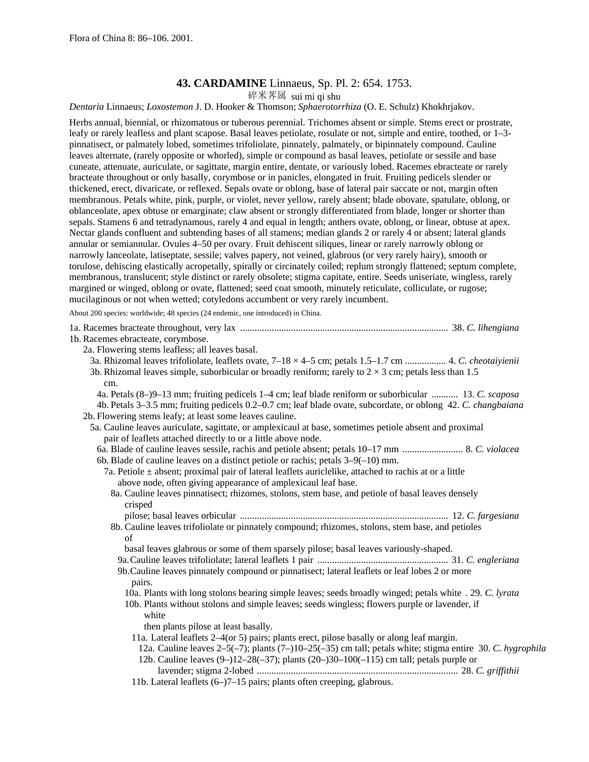Flora of China 8: 86–106. 2001.

# 43. **CARDAMINE** Linnaeus, Sp. Pl. 2: 654. 1753.

碎米荠属 sui mi qi shu

*Dentaria* Linnaeus; *Loxostemon* J. D. Hooker & Thomson; *Sphaerotorrhiza* (O. E. Schulz) Khokhrjakov.

Herbs annual, biennial, or rhizomatous or tuberous perennial. Trichomes absent or simple. Stems erect or prostrate, leafy or rarely leafless and plant scapose. Basal leaves petiolate, rosulate or not, simple and entire, toothed, or 1–3-pinnatisect, or palmately lobed, sometimes trifoliolate, pinnately, palmately, or bipinnately compound. Cauline leaves alternate, (rarely opposite or whorled), simple or compound as basal leaves, petiolate or sessile and base cuneate, attenuate, auriculate, or sagittate, margin entire, dentate, or variously lobed. Racemes ebracteate or rarely bracteate throughout or only basally, corymbose or in panicles, elongated in fruit. Fruiting pedicels slender or thickened, erect, divaricate, or reflexed. Sepals ovate or oblong, base of lateral pair saccate or not, margin often membranous. Petals white, pink, purple, or violet, never yellow, rarely absent; blade obovate, spatulate, oblong, or oblanceolate, apex obtuse or emarginate; claw absent or strongly differentiated from blade, longer or shorter than sepals. Stamens 6 and tetradynamous, rarely 4 and equal in length; anthers ovate, oblong, or linear, obtuse at apex. Nectar glands confluent and subtending bases of all stamens; median glands 2 or rarely 4 or absent; lateral glands annular or semiannular. Ovules 4–50 per ovary. Fruit dehiscent siliques, linear or rarely narrowly oblong or narrowly lanceolate, latiseptate, sessile; valves papery, not veined, glabrous (or very rarely hairy), smooth or torulose, dehiscing elastically acropetally, spirally or circinately coiled; replum strongly flattened; septum complete, membranous, translucent; style distinct or rarely obsolete; stigma capitate, entire. Seeds uniseriate, wingless, rarely margined or winged, oblong or ovate, flattened; seed coat smooth, minutely reticulate, colliculate, or rugose; mucilaginous or not when wetted; cotyledons accumbent or very rarely incumbent.

About 200 species: worldwide; 48 species (24 endemic, one introduced) in China.

1a. Racemes bracteate throughout, very lax ..................................................................................... 38. *C. lihengiana*
1b. Racemes ebracteate, corymbose.
  2a. Flowering stems leafless; all leaves basal.
    3a. Rhizomal leaves trifoliolate, leaflets ovate, 7–18 × 4–5 cm; petals 1.5–1.7 cm ................. 4. *C. cheotaiyienii*
    3b. Rhizomal leaves simple, suborbicular or broadly reniform; rarely to 2 × 3 cm; petals less than 1.5 cm.
      4a. Petals (8–)9–13 mm; fruiting pedicels 1–4 cm; leaf blade reniform or suborbicular ........... 13. *C. scaposa*
      4b. Petals 3–3.5 mm; fruiting pedicels 0.2–0.7 cm; leaf blade ovate, subcordate, or oblong 42. *C. changbaiana*
  2b. Flowering stems leafy; at least some leaves cauline.
    5a. Cauline leaves auriculate, sagittate, or amplexicaul at base, sometimes petiole absent and proximal pair of leaflets attached directly to or a little above node.
      6a. Blade of cauline leaves sessile, rachis and petiole absent; petals 10–17 mm ......................... 8. *C. violacea*
      6b. Blade of cauline leaves on a distinct petiole or rachis; petals 3–9(–10) mm.
        7a. Petiole ± absent; proximal pair of lateral leaflets auriclelike, attached to rachis at or a little above node, often giving appearance of amplexicaul leaf base.
          8a. Cauline leaves pinnatisect; rhizomes, stolons, stem base, and petiole of basal leaves densely crisped pilose; basal leaves orbicular ..................................................................................... 12. *C. fargesiana*
          8b. Cauline leaves trifoliolate or pinnately compound; rhizomes, stolons, stem base, and petioles of basal leaves glabrous or some of them sparsely pilose; basal leaves variously-shaped.
            9a. Cauline leaves trifoliolate; lateral leaflets 1 pair ...................................................... 31. *C. engleriana*
            9b. Cauline leaves pinnately compound or pinnatisect; lateral leaflets or leaf lobes 2 or more pairs.
              10a. Plants with long stolons bearing simple leaves; seeds broadly winged; petals white . 29. *C. lyrata*
              10b. Plants without stolons and simple leaves; seeds wingless; flowers purple or lavender, if white then plants pilose at least basally.
                11a. Lateral leaflets 2–4(or 5) pairs; plants erect, pilose basally or along leaf margin.
                  12a. Cauline leaves 2–5(–7); plants (7–)10–25(–35) cm tall; petals white; stigma entire 30. *C. hygrophila*
                  12b. Cauline leaves (9–)12–28(–37); plants (20–)30–100(–115) cm tall; petals purple or lavender; stigma 2-lobed .................................................................................. 28. *C. griffithii*
                11b. Lateral leaflets (6–)7–15 pairs; plants often creeping, glabrous.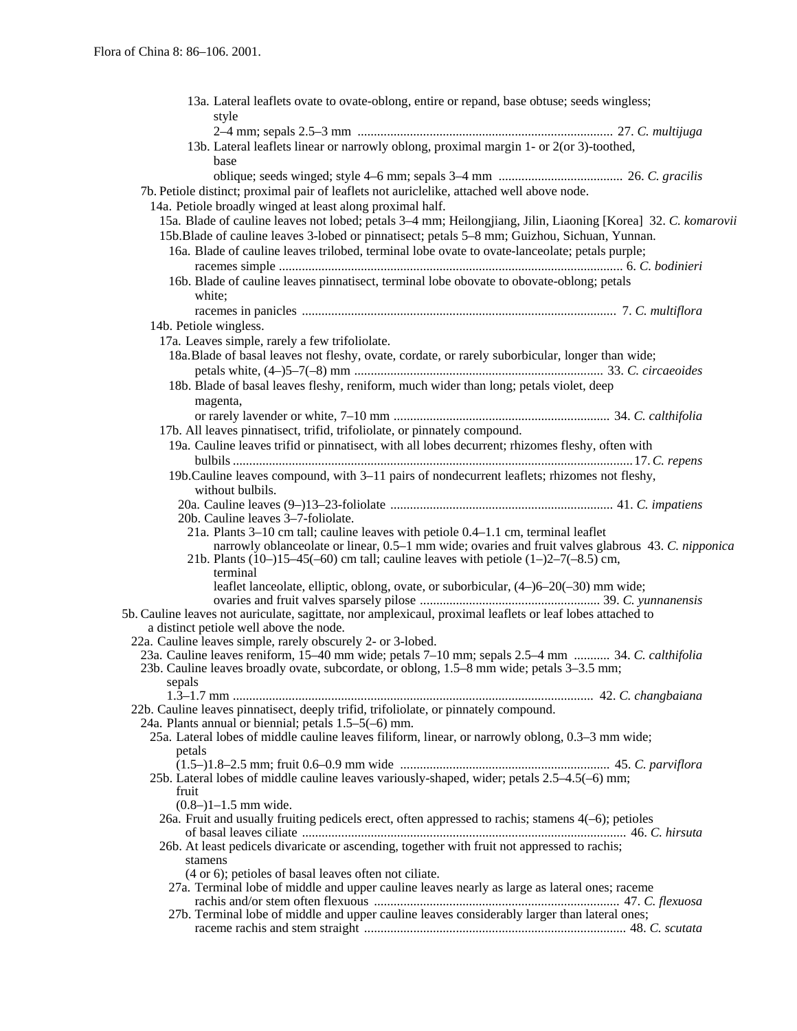13a. Lateral leaflets ovate to ovate-oblong, entire or repand, base obtuse; seeds wingless; style 2–4 mm; sepals 2.5–3 mm .............................................................................. 27. *C. multijuga*

13b. Lateral leaflets linear or narrowly oblong, proximal margin 1- or 2(or 3)-toothed, base oblique; seeds winged; style 4–6 mm; sepals 3–4 mm ...................................... 26. *C. gracilis*

7b. Petiole distinct; proximal pair of leaflets not auriclelike, attached well above node.

14a. Petiole broadly winged at least along proximal half.

15a. Blade of cauline leaves not lobed; petals 3–4 mm; Heilongjiang, Jilin, Liaoning [Korea] 32. *C. komarovii*

15b. Blade of cauline leaves 3-lobed or pinnatisect; petals 5–8 mm; Guizhou, Sichuan, Yunnan.

16a. Blade of cauline leaves trilobed, terminal lobe ovate to ovate-lanceolate; petals purple; racemes simple ........................................................................................................ 6. *C. bodinieri*

16b. Blade of cauline leaves pinnatisect, terminal lobe obovate to obovate-oblong; petals white; racemes in panicles ............................................................................................... 7. *C. multiflora*

14b. Petiole wingless.

17a. Leaves simple, rarely a few trifoliolate.

18a. Blade of basal leaves not fleshy, ovate, cordate, or rarely suborbicular, longer than wide; petals white, (4–)5–7(–8) mm ............................................................................ 33. *C. circaeoides*

18b. Blade of basal leaves fleshy, reniform, much wider than long; petals violet, deep magenta, or rarely lavender or white, 7–10 mm .................................................................. 34. *C. calthifolia*

17b. All leaves pinnatisect, trifid, trifoliolate, or pinnately compound.

19a. Cauline leaves trifid or pinnatisect, with all lobes decurrent; rhizomes fleshy, often with bulbils ......................................................................................................................... 17. *C. repens*

19b. Cauline leaves compound, with 3–11 pairs of nondecurrent leaflets; rhizomes not fleshy, without bulbils.

20a. Cauline leaves (9–)13–23-foliolate .................................................................... 41. *C. impatiens*

20b. Cauline leaves 3–7-foliolate.

21a. Plants 3–10 cm tall; cauline leaves with petiole 0.4–1.1 cm, terminal leaflet narrowly oblanceolate or linear, 0.5–1 mm wide; ovaries and fruit valves glabrous 43. *C. nipponica*

21b. Plants (10–)15–45(–60) cm tall; cauline leaves with petiole (1–)2–7(–8.5) cm, terminal leaflet lanceolate, elliptic, oblong, ovate, or suborbicular, (4–)6–20(–30) mm wide; ovaries and fruit valves sparsely pilose ....................................................... 39. *C. yunnanensis*

5b. Cauline leaves not auriculate, sagittate, nor amplexicaul, proximal leaflets or leaf lobes attached to a distinct petiole well above the node.

22a. Cauline leaves simple, rarely obscurely 2- or 3-lobed.

23a. Cauline leaves reniform, 15–40 mm wide; petals 7–10 mm; sepals 2.5–4 mm ........... 34. *C. calthifolia*

23b. Cauline leaves broadly ovate, subcordate, or oblong, 1.5–8 mm wide; petals 3–3.5 mm; sepals 1.3–1.7 mm .............................................................................................................. 42. *C. changbaiana*

22b. Cauline leaves pinnatisect, deeply trifid, trifoliolate, or pinnately compound.

24a. Plants annual or biennial; petals 1.5–5(–6) mm.

25a. Lateral lobes of middle cauline leaves filiform, linear, or narrowly oblong, 0.3–3 mm wide; petals (1.5–)1.8–2.5 mm; fruit 0.6–0.9 mm wide ................................................................ 45. *C. parviflora*

25b. Lateral lobes of middle cauline leaves variously-shaped, wider; petals 2.5–4.5(–6) mm; fruit (0.8–)1–1.5 mm wide.

26a. Fruit and usually fruiting pedicels erect, often appressed to rachis; stamens 4(–6); petioles of basal leaves ciliate .................................................................................................. 46. *C. hirsuta*

26b. At least pedicels divaricate or ascending, together with fruit not appressed to rachis; stamens (4 or 6); petioles of basal leaves often not ciliate.

27a. Terminal lobe of middle and upper cauline leaves nearly as large as lateral ones; raceme rachis and/or stem often flexuous .......................................................................... 47. *C. flexuosa*

27b. Terminal lobe of middle and upper cauline leaves considerably larger than lateral ones; raceme rachis and stem straight ............................................................................... 48. *C. scutata*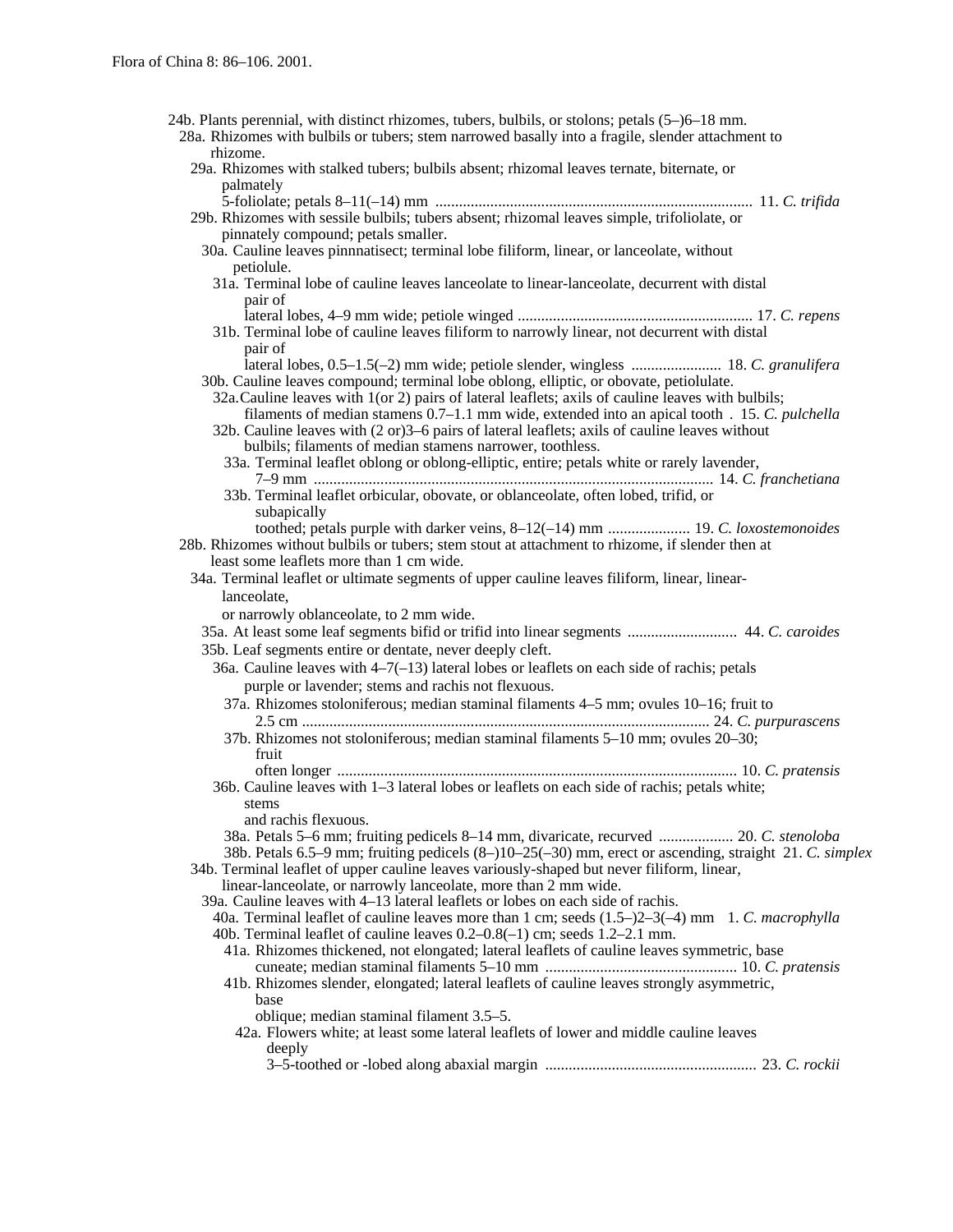24b. Plants perennial, with distinct rhizomes, tubers, bulbils, or stolons; petals (5–)6–18 mm.

28a. Rhizomes with bulbils or tubers; stem narrowed basally into a fragile, slender attachment to rhizome.

29a. Rhizomes with stalked tubers; bulbils absent; rhizomal leaves ternate, biternate, or palmately 5-foliolate; petals 8–11(–14) mm ................................................................................. 11. *C. trifida*

29b. Rhizomes with sessile bulbils; tubers absent; rhizomal leaves simple, trifoliolate, or pinnately compound; petals smaller.

30a. Cauline leaves pinnnatisect; terminal lobe filiform, linear, or lanceolate, without petiolule.

31a. Terminal lobe of cauline leaves lanceolate to linear-lanceolate, decurrent with distal pair of lateral lobes, 4–9 mm wide; petiole winged ........................................................... 17. *C. repens*

31b. Terminal lobe of cauline leaves filiform to narrowly linear, not decurrent with distal pair of lateral lobes, 0.5–1.5(–2) mm wide; petiole slender, wingless ....................... 18. *C. granulifera*

30b. Cauline leaves compound; terminal lobe oblong, elliptic, or obovate, petiolulate.

32a. Cauline leaves with 1(or 2) pairs of lateral leaflets; axils of cauline leaves with bulbils; filaments of median stamens 0.7–1.1 mm wide, extended into an apical tooth . 15. *C. pulchella*

32b. Cauline leaves with (2 or)3–6 pairs of lateral leaflets; axils of cauline leaves without bulbils; filaments of median stamens narrower, toothless.

33a. Terminal leaflet oblong or oblong-elliptic, entire; petals white or rarely lavender, 7–9 mm ..................................................................................................... 14. *C. franchetiana*

33b. Terminal leaflet orbicular, obovate, or oblanceolate, often lobed, trifid, or subapically toothed; petals purple with darker veins, 8–12(–14) mm ..................... 19. *C. loxostemonoides*

28b. Rhizomes without bulbils or tubers; stem stout at attachment to rhizome, if slender then at least some leaflets more than 1 cm wide.

34a. Terminal leaflet or ultimate segments of upper cauline leaves filiform, linear, linear-lanceolate, or narrowly oblanceolate, to 2 mm wide.

35a. At least some leaf segments bifid or trifid into linear segments ............................ 44. *C. caroides*

35b. Leaf segments entire or dentate, never deeply cleft.

36a. Cauline leaves with 4–7(–13) lateral lobes or leaflets on each side of rachis; petals purple or lavender; stems and rachis not flexuous.

37a. Rhizomes stoloniferous; median staminal filaments 4–5 mm; ovules 10–16; fruit to 2.5 cm ....................................................................................................... 24. *C. purpurascens*

37b. Rhizomes not stoloniferous; median staminal filaments 5–10 mm; ovules 20–30; fruit often longer ..................................................................................................... 10. *C. pratensis*

36b. Cauline leaves with 1–3 lateral lobes or leaflets on each side of rachis; petals white; stems and rachis flexuous.

38a. Petals 5–6 mm; fruiting pedicels 8–14 mm, divaricate, recurved ................... 20. *C. stenoloba*

38b. Petals 6.5–9 mm; fruiting pedicels (8–)10–25(–30) mm, erect or ascending, straight 21. *C. simplex*

34b. Terminal leaflet of upper cauline leaves variously-shaped but never filiform, linear, linear-lanceolate, or narrowly lanceolate, more than 2 mm wide.

39a. Cauline leaves with 4–13 lateral leaflets or lobes on each side of rachis.

40a. Terminal leaflet of cauline leaves more than 1 cm; seeds (1.5–)2–3(–4) mm 1. *C. macrophylla*

40b. Terminal leaflet of cauline leaves 0.2–0.8(–1) cm; seeds 1.2–2.1 mm.

41a. Rhizomes thickened, not elongated; lateral leaflets of cauline leaves symmetric, base cuneate; median staminal filaments 5–10 mm ................................................ 10. *C. pratensis*

41b. Rhizomes slender, elongated; lateral leaflets of cauline leaves strongly asymmetric, base oblique; median staminal filament 3.5–5.

42a. Flowers white; at least some lateral leaflets of lower and middle cauline leaves deeply 3–5-toothed or -lobed along abaxial margin ..................................................... 23. *C. rockii*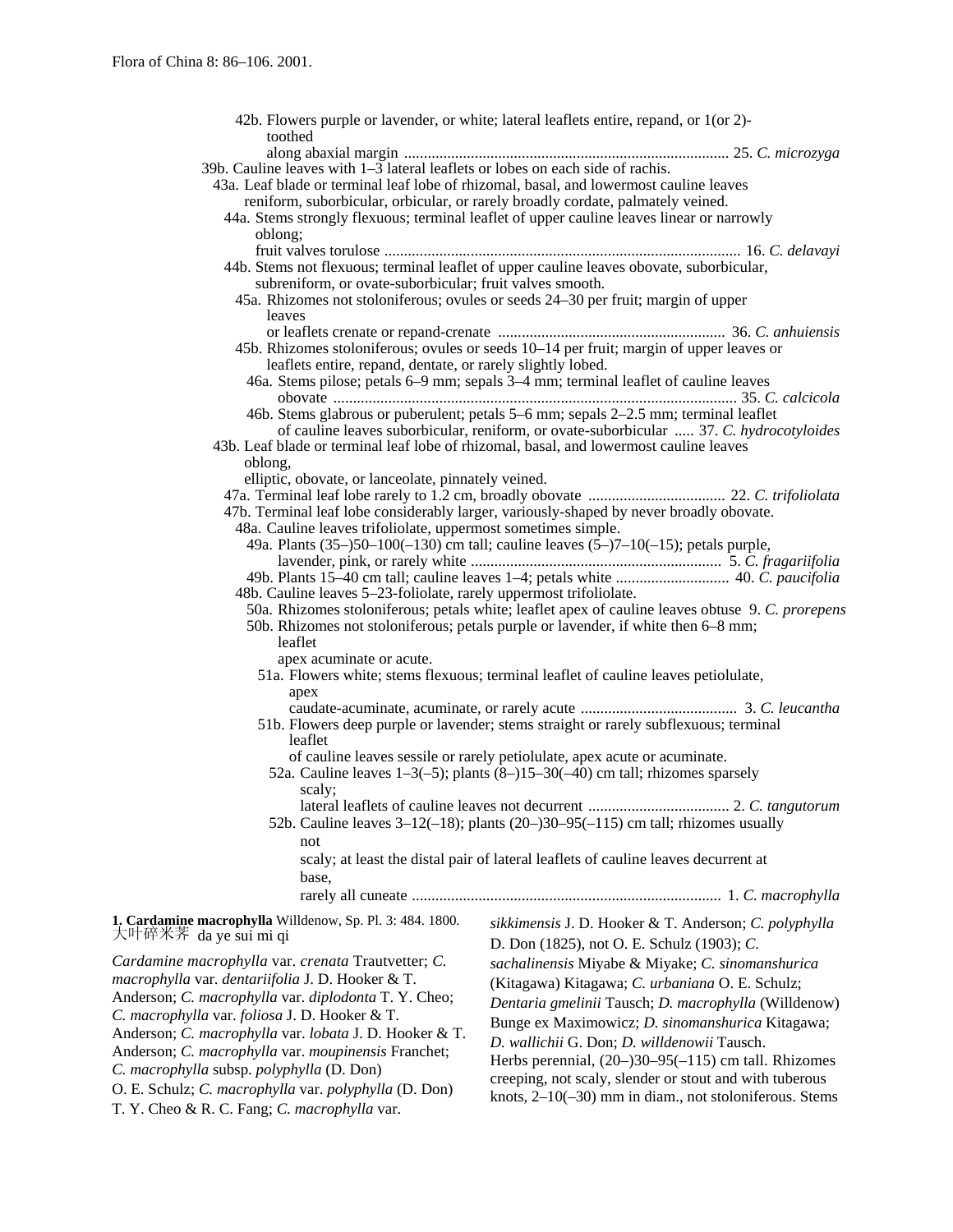42b. Flowers purple or lavender, or white; lateral leaflets entire, repand, or 1(or 2)-toothed along abaxial margin .................................................................................. 25. *C. microzyga*

39b. Cauline leaves with 1–3 lateral leaflets or lobes on each side of rachis.

43a. Leaf blade or terminal leaf lobe of rhizomal, basal, and lowermost cauline leaves reniform, suborbicular, orbicular, or rarely broadly cordate, palmately veined.

44a. Stems strongly flexuous; terminal leaflet of upper cauline leaves linear or narrowly oblong; fruit valves torulose .......................................................................................... 16. *C. delavayi*

44b. Stems not flexuous; terminal leaflet of upper cauline leaves obovate, suborbicular, subreniform, or ovate-suborbicular; fruit valves smooth.

45a. Rhizomes not stoloniferous; ovules or seeds 24–30 per fruit; margin of upper leaves or leaflets crenate or repand-crenate .......................................................... 36. *C. anhuiensis*

45b. Rhizomes stoloniferous; ovules or seeds 10–14 per fruit; margin of upper leaves or leaflets entire, repand, dentate, or rarely slightly lobed.

46a. Stems pilose; petals 6–9 mm; sepals 3–4 mm; terminal leaflet of cauline leaves obovate ...................................................................................................... 35. *C. calcicola*

46b. Stems glabrous or puberulent; petals 5–6 mm; sepals 2–2.5 mm; terminal leaflet of cauline leaves suborbicular, reniform, or ovate-suborbicular ..... 37. *C. hydrocotyloides*

43b. Leaf blade or terminal leaf lobe of rhizomal, basal, and lowermost cauline leaves oblong, elliptic, obovate, or lanceolate, pinnately veined.

47a. Terminal leaf lobe rarely to 1.2 cm, broadly obovate ................................... 22. *C. trifoliolata*

47b. Terminal leaf lobe considerably larger, variously-shaped by never broadly obovate.

48a. Cauline leaves trifoliolate, uppermost sometimes simple.

49a. Plants (35–)50–100(–130) cm tall; cauline leaves (5–)7–10(–15); petals purple, lavender, pink, or rarely white ................................................................ 5. *C. fragariifolia*

49b. Plants 15–40 cm tall; cauline leaves 1–4; petals white ............................. 40. *C. paucifolia*

48b. Cauline leaves 5–23-foliolate, rarely uppermost trifoliolate.

50a. Rhizomes stoloniferous; petals white; leaflet apex of cauline leaves obtuse 9. *C. prorepens*

50b. Rhizomes not stoloniferous; petals purple or lavender, if white then 6–8 mm; leaflet apex acuminate or acute.

51a. Flowers white; stems flexuous; terminal leaflet of cauline leaves petiolulate, apex caudate-acuminate, acuminate, or rarely acute ........................................ 3. *C. leucantha*

51b. Flowers deep purple or lavender; stems straight or rarely subflexuous; terminal leaflet of cauline leaves sessile or rarely petiolulate, apex acute or acuminate.

52a. Cauline leaves 1–3(–5); plants (8–)15–30(–40) cm tall; rhizomes sparsely scaly; lateral leaflets of cauline leaves not decurrent .................................... 2. *C. tangutorum*

52b. Cauline leaves 3–12(–18); plants (20–)30–95(–115) cm tall; rhizomes usually not scaly; at least the distal pair of lateral leaflets of cauline leaves decurrent at base, rarely all cuneate .............................................................................. 1. *C. macrophylla*

**1. Cardamine macrophylla** Willdenow, Sp. Pl. 3: 484. 1800.

大叶碎米荠 da ye sui mi qi

*Cardamine macrophylla* var. *crenata* Trautvetter; *C. macrophylla* var. *dentariifolia* J. D. Hooker & T. Anderson; *C. macrophylla* var. *diplodonta* T. Y. Cheo; *C. macrophylla* var. *foliosa* J. D. Hooker & T. Anderson; *C. macrophylla* var. *lobata* J. D. Hooker & T. Anderson; *C. macrophylla* var. *moupinensis* Franchet; *C. macrophylla* subsp. *polyphylla* (D. Don) O. E. Schulz; *C. macrophylla* var. *polyphylla* (D. Don) T. Y. Cheo & R. C. Fang; *C. macrophylla* var. *sikkimensis* J. D. Hooker & T. Anderson; *C. polyphylla* D. Don (1825), not O. E. Schulz (1903); *C. sachalinensis* Miyabe & Miyake; *C. sinomanshurica* (Kitagawa) Kitagawa; *C. urbaniana* O. E. Schulz; *Dentaria gmelinii* Tausch; *D. macrophylla* (Willdenow) Bunge ex Maximowicz; *D. sinomanshurica* Kitagawa; *D. wallichii* G. Don; *D. willdenowii* Tausch.

Herbs perennial, (20–)30–95(–115) cm tall. Rhizomes creeping, not scaly, slender or stout and with tuberous knots, 2–10(–30) mm in diam., not stoloniferous. Stems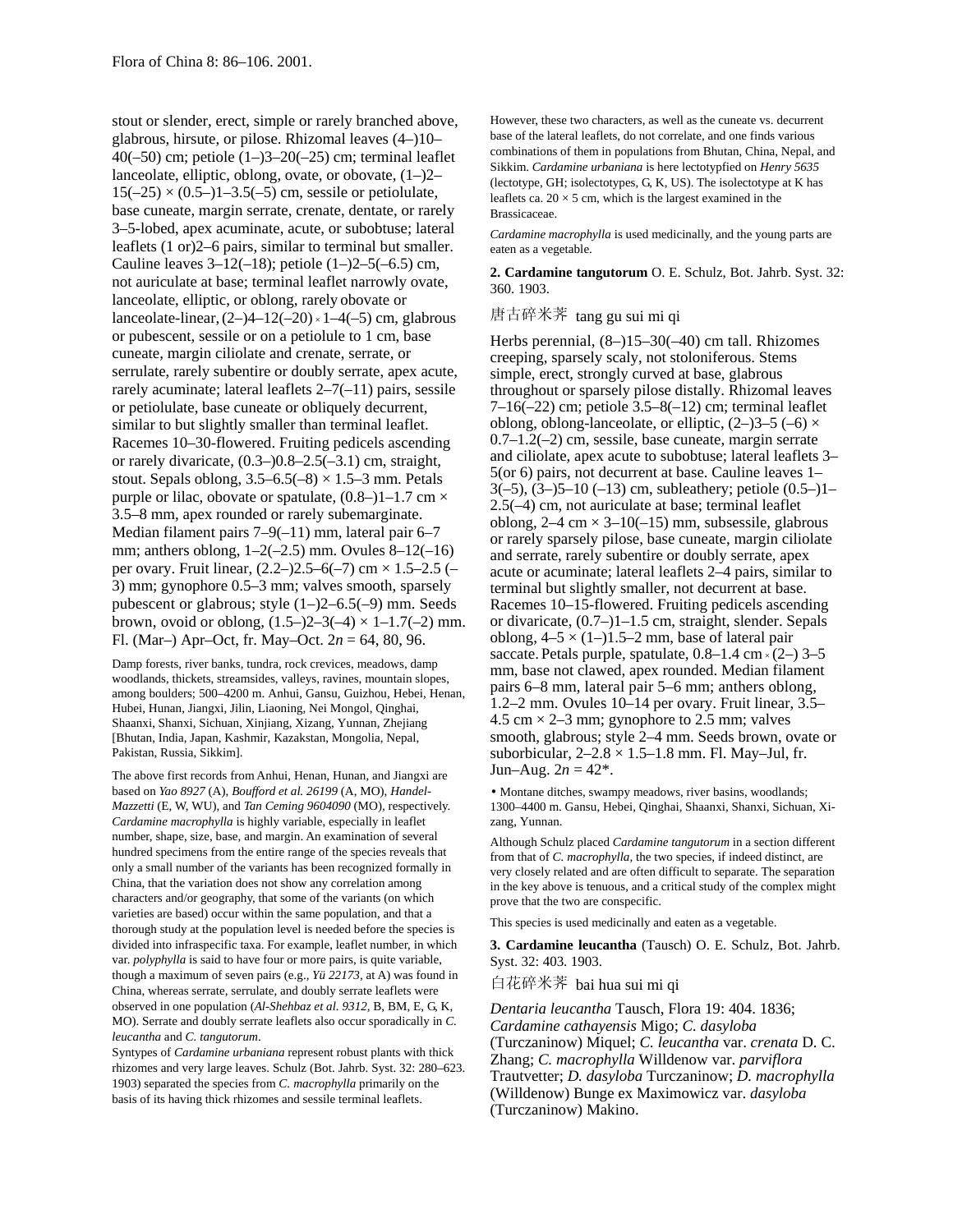stout or slender, erect, simple or rarely branched above, glabrous, hirsute, or pilose. Rhizomal leaves (4–)10–40(–50) cm; petiole (1–)3–20(–25) cm; terminal leaflet lanceolate, elliptic, oblong, ovate, or obovate, (1–)2–15(–25) × (0.5–)1–3.5(–5) cm, sessile or petiolulate, base cuneate, margin serrate, crenate, dentate, or rarely 3–5-lobed, apex acuminate, acute, or subobtuse; lateral leaflets (1 or)2–6 pairs, similar to terminal but smaller. Cauline leaves 3–12(–18); petiole (1–)2–5(–6.5) cm, not auriculate at base; terminal leaflet narrowly ovate, lanceolate, elliptic, or oblong, rarely obovate or lanceolate-linear, (2–)4–12(–20) × 1–4(–5) cm, glabrous or pubescent, sessile or on a petiolule to 1 cm, base cuneate, margin ciliolate and crenate, serrate, or serrulate, rarely subentire or doubly serrate, apex acute, rarely acuminate; lateral leaflets 2–7(–11) pairs, sessile or petiolulate, base cuneate or obliquely decurrent, similar to but slightly smaller than terminal leaflet. Racemes 10–30-flowered. Fruiting pedicels ascending or rarely divaricate, (0.3–)0.8–2.5(–3.1) cm, straight, stout. Sepals oblong, 3.5–6.5(–8) × 1.5–3 mm. Petals purple or lilac, obovate or spatulate, (0.8–)1–1.7 cm × 3.5–8 mm, apex rounded or rarely subemarginate. Median filament pairs 7–9(–11) mm, lateral pair 6–7 mm; anthers oblong, 1–2(–2.5) mm. Ovules 8–12(–16) per ovary. Fruit linear, (2.2–)2.5–6(–7) cm × 1.5–2.5 (–3) mm; gynophore 0.5–3 mm; valves smooth, sparsely pubescent or glabrous; style (1–)2–6.5(–9) mm. Seeds brown, ovoid or oblong, (1.5–)2–3(–4) × 1–1.7(–2) mm. Fl. (Mar–) Apr–Oct, fr. May–Oct. $2n$ = 64, 80, 96.

Damp forests, river banks, tundra, rock crevices, meadows, damp woodlands, thickets, streamsides, valleys, ravines, mountain slopes, among boulders; 500–4200 m. Anhui, Gansu, Guizhou, Hebei, Henan, Hubei, Hunan, Jiangxi, Jilin, Liaoning, Nei Mongol, Qinghai, Shaanxi, Shanxi, Sichuan, Xinjiang, Xizang, Yunnan, Zhejiang [Bhutan, India, Japan, Kashmir, Kazakstan, Mongolia, Nepal, Pakistan, Russia, Sikkim].

The above first records from Anhui, Henan, Hunan, and Jiangxi are based on *Yao 8927* (A), *Boufford et al. 26199* (A, MO), *Handel-Mazzetti* (E, W, WU), and *Tan Ceming 9604090* (MO), respectively. *Cardamine macrophylla* is highly variable, especially in leaflet number, shape, size, base, and margin. An examination of several hundred specimens from the entire range of the species reveals that only a small number of the variants has been recognized formally in China, that the variation does not show any correlation among characters and/or geography, that some of the variants (on which varieties are based) occur within the same population, and that a thorough study at the population level is needed before the species is divided into infraspecific taxa. For example, leaflet number, in which var. *polyphylla* is said to have four or more pairs, is quite variable, though a maximum of seven pairs (e.g., *Yü 22173*, at A) was found in China, whereas serrate, serrulate, and doubly serrate leaflets were observed in one population (*Al-Shehbaz et al. 9312*, B, BM, E, G, K, MO). Serrate and doubly serrate leaflets also occur sporadically in *C. leucantha* and *C. tangutorum*.

Syntypes of *Cardamine urbaniana* represent robust plants with thick rhizomes and very large leaves. Schulz (Bot. Jahrb. Syst. 32: 280–623. 1903) separated the species from *C. macrophylla* primarily on the basis of its having thick rhizomes and sessile terminal leaflets. However, these two characters, as well as the cuneate vs. decurrent base of the lateral leaflets, do not correlate, and one finds various combinations of them in populations from Bhutan, China, Nepal, and Sikkim. *Cardamine urbaniana* is here lectotypfied on *Henry 5635* (lectotype, GH; isolectotypes, G, K, US). The isolectotype at K has leaflets ca. 20 × 5 cm, which is the largest examined in the Brassicaceae.

*Cardamine macrophylla* is used medicinally, and the young parts are eaten as a vegetable.

**2. Cardamine tangutorum** O. E. Schulz, Bot. Jahrb. Syst. 32: 360. 1903.

唐古碎米荠 tang gu sui mi qi

Herbs perennial, (8–)15–30(–40) cm tall. Rhizomes creeping, sparsely scaly, not stoloniferous. Stems simple, erect, strongly curved at base, glabrous throughout or sparsely pilose distally. Rhizomal leaves 7–16(–22) cm; petiole 3.5–8(–12) cm; terminal leaflet oblong, oblong-lanceolate, or elliptic, (2–)3–5 (–6) × 0.7–1.2(–2) cm, sessile, base cuneate, margin serrate and ciliolate, apex acute to subobtuse; lateral leaflets 3–5(or 6) pairs, not decurrent at base. Cauline leaves 1–3(–5), (3–)5–10 (–13) cm, subleathery; petiole (0.5–)1–2.5(–4) cm, not auriculate at base; terminal leaflet oblong, 2–4 cm × 3–10(–15) mm, subsessile, glabrous or rarely sparsely pilose, base cuneate, margin ciliolate and serrate, rarely subentire or doubly serrate, apex acute or acuminate; lateral leaflets 2–4 pairs, similar to terminal but slightly smaller, not decurrent at base. Racemes 10–15-flowered. Fruiting pedicels ascending or divaricate, (0.7–)1–1.5 cm, straight, slender. Sepals oblong, 4–5 × (1–)1.5–2 mm, base of lateral pair saccate. Petals purple, spatulate, 0.8–1.4 cm × (2–) 3–5 mm, base not clawed, apex rounded. Median filament pairs 6–8 mm, lateral pair 5–6 mm; anthers oblong, 1.2–2 mm. Ovules 10–14 per ovary. Fruit linear, 3.5–4.5 cm × 2–3 mm; gynophore to 2.5 mm; valves smooth, glabrous; style 2–4 mm. Seeds brown, ovate or suborbicular, 2–2.8 × 1.5–1.8 mm. Fl. May–Jul, fr. Jun–Aug. $2n$ = 42*.

• Montane ditches, swampy meadows, river basins, woodlands; 1300–4400 m. Gansu, Hebei, Qinghai, Shaanxi, Shanxi, Sichuan, Xizang, Yunnan.

Although Schulz placed *Cardamine tangutorum* in a section different from that of *C. macrophylla*, the two species, if indeed distinct, are very closely related and are often difficult to separate. The separation in the key above is tenuous, and a critical study of the complex might prove that the two are conspecific.

This species is used medicinally and eaten as a vegetable.

**3. Cardamine leucantha** (Tausch) O. E. Schulz, Bot. Jahrb. Syst. 32: 403. 1903.

白花碎米荠 bai hua sui mi qi

*Dentaria leucantha* Tausch, Flora 19: 404. 1836; *Cardamine cathayensis* Migo; *C. dasyloba* (Turczaninow) Miquel; *C. leucantha* var. *crenata* D. C. Zhang; *C. macrophylla* Willdenow var. *parviflora* Trautvetter; *D. dasyloba* Turczaninow; *D. macrophylla* (Willdenow) Bunge ex Maximowicz var. *dasyloba* (Turczaninow) Makino.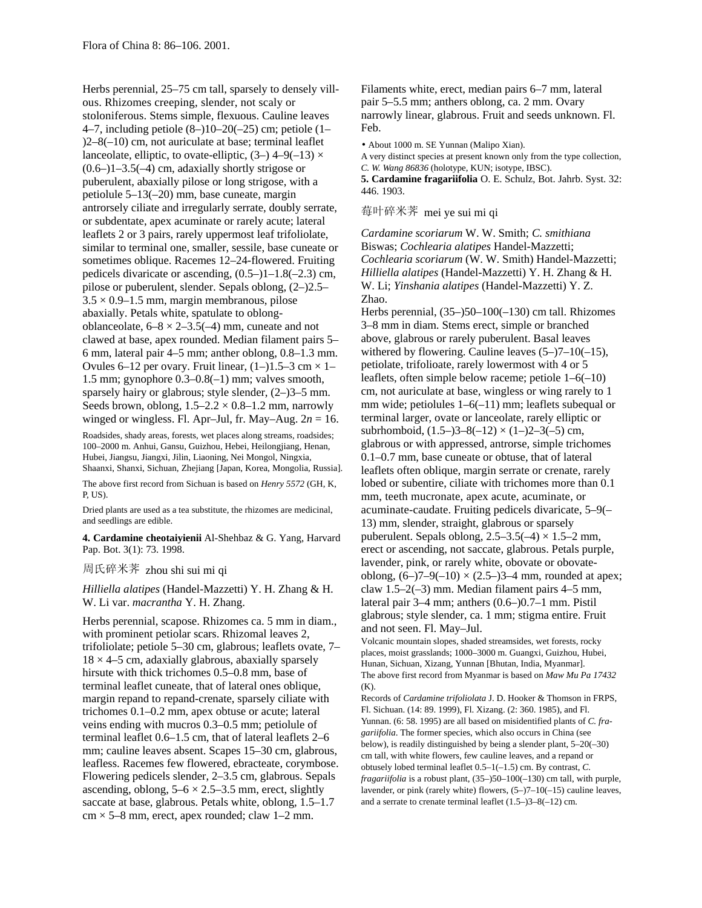Herbs perennial, 25–75 cm tall, sparsely to densely villous. Rhizomes creeping, slender, not scaly or stoloniferous. Stems simple, flexuous. Cauline leaves 4–7, including petiole (8–)10–20(–25) cm; petiole (1–)2–8(–10) cm, not auriculate at base; terminal leaflet lanceolate, elliptic, to ovate-elliptic, (3–) 4–9(–13) × (0.6–)1–3.5(–4) cm, adaxially shortly strigose or puberulent, abaxially pilose or long strigose, with a petiolule 5–13(–20) mm, base cuneate, margin antrorsely ciliate and irregularly serrate, doubly serrate, or subdentate, apex acuminate or rarely acute; lateral leaflets 2 or 3 pairs, rarely uppermost leaf trifoliolate, similar to terminal one, smaller, sessile, base cuneate or sometimes oblique. Racemes 12–24-flowered. Fruiting pedicels divaricate or ascending, (0.5–)1–1.8(–2.3) cm, pilose or puberulent, slender. Sepals oblong, (2–)2.5–3.5 × 0.9–1.5 mm, margin membranous, pilose abaxially. Petals white, spatulate to oblong-oblanceolate, 6–8 × 2–3.5(–4) mm, cuneate and not clawed at base, apex rounded. Median filament pairs 5–6 mm, lateral pair 4–5 mm; anther oblong, 0.8–1.3 mm. Ovules 6–12 per ovary. Fruit linear, (1–)1.5–3 cm × 1–1.5 mm; gynophore 0.3–0.8(–1) mm; valves smooth, sparsely hairy or glabrous; style slender, (2–)3–5 mm. Seeds brown, oblong, 1.5–2.2 × 0.8–1.2 mm, narrowly winged or wingless. Fl. Apr–Jul, fr. May–Aug. $2n = 16$.

Roadsides, shady areas, forests, wet places along streams, roadsides; 100–2000 m. Anhui, Gansu, Guizhou, Hebei, Heilongjiang, Henan, Hubei, Jiangsu, Jiangxi, Jilin, Liaoning, Nei Mongol, Ningxia, Shaanxi, Shanxi, Sichuan, Zhejiang [Japan, Korea, Mongolia, Russia].

The above first record from Sichuan is based on *Henry 5572* (GH, K, P, US).

Dried plants are used as a tea substitute, the rhizomes are medicinal, and seedlings are edible.

**4. Cardamine cheotaiyienii** Al-Shehbaz & G. Yang, Harvard Pap. Bot. 3(1): 73. 1998.

周氏碎米荠 zhou shi sui mi qi

*Hilliella alatipes* (Handel-Mazzetti) Y. H. Zhang & H. W. Li var. *macrantha* Y. H. Zhang.

Herbs perennial, scapose. Rhizomes ca. 5 mm in diam., with prominent petiolar scars. Rhizomal leaves 2, trifoliolate; petiole 5–30 cm, glabrous; leaflets ovate, 7–18 × 4–5 cm, adaxially glabrous, abaxially sparsely hirsute with thick trichomes 0.5–0.8 mm, base of terminal leaflet cuneate, that of lateral ones oblique, margin repand to repand-crenate, sparsely ciliate with trichomes 0.1–0.2 mm, apex obtuse or acute; lateral veins ending with mucros 0.3–0.5 mm; petiolule of terminal leaflet 0.6–1.5 cm, that of lateral leaflets 2–6 mm; cauline leaves absent. Scapes 15–30 cm, glabrous, leafless. Racemes few flowered, ebracteate, corymbose. Flowering pedicels slender, 2–3.5 cm, glabrous. Sepals ascending, oblong, 5–6 × 2.5–3.5 mm, erect, slightly saccate at base, glabrous. Petals white, oblong, 1.5–1.7 cm × 5–8 mm, erect, apex rounded; claw 1–2 mm. Filaments white, erect, median pairs 6–7 mm, lateral pair 5–5.5 mm; anthers oblong, ca. 2 mm. Ovary narrowly linear, glabrous. Fruit and seeds unknown. Fl. Feb.

• About 1000 m. SE Yunnan (Malipo Xian).

A very distinct species at present known only from the type collection, *C. W. Wang 86836* (holotype, KUN; isotype, IBSC).

**5. Cardamine fragariifolia** O. E. Schulz, Bot. Jahrb. Syst. 32: 446. 1903.

莓叶碎米荠 mei ye sui mi qi

*Cardamine scoriarum* W. W. Smith; *C. smithiana* Biswas; *Cochlearia alatipes* Handel-Mazzetti; *Cochlearia scoriarum* (W. W. Smith) Handel-Mazzetti; *Hilliella alatipes* (Handel-Mazzetti) Y. H. Zhang & H. W. Li; *Yinshania alatipes* (Handel-Mazzetti) Y. Z. Zhao.

Herbs perennial, (35–)50–100(–130) cm tall. Rhizomes 3–8 mm in diam. Stems erect, simple or branched above, glabrous or rarely puberulent. Basal leaves withered by flowering. Cauline leaves (5–)7–10(–15), petiolate, trifolioate, rarely lowermost with 4 or 5 leaflets, often simple below raceme; petiole 1–6(–10) cm, not auriculate at base, wingless or wing rarely to 1 mm wide; petiolules 1–6(–11) mm; leaflets subequal or terminal larger, ovate or lanceolate, rarely elliptic or subrhomboid, (1.5–)3–8(–12) × (1–)2–3(–5) cm, glabrous or with appressed, antrorse, simple trichomes 0.1–0.7 mm, base cuneate or obtuse, that of lateral leaflets often oblique, margin serrate or crenate, rarely lobed or subentire, ciliate with trichomes more than 0.1 mm, teeth mucronate, apex acute, acuminate, or acuminate-caudate. Fruiting pedicels divaricate, 5–9(–13) mm, slender, straight, glabrous or sparsely puberulent. Sepals oblong, 2.5–3.5(–4) × 1.5–2 mm, erect or ascending, not saccate, glabrous. Petals purple, lavender, pink, or rarely white, obovate or obovate-oblong, (6–)7–9(–10) × (2.5–)3–4 mm, rounded at apex; claw 1.5–2(–3) mm. Median filament pairs 4–5 mm, lateral pair 3–4 mm; anthers (0.6–)0.7–1 mm. Pistil glabrous; style slender, ca. 1 mm; stigma entire. Fruit and not seen. Fl. May–Jul.

Volcanic mountain slopes, shaded streamsides, wet forests, rocky places, moist grasslands; 1000–3000 m. Guangxi, Guizhou, Hubei, Hunan, Sichuan, Xizang, Yunnan [Bhutan, India, Myanmar].

The above first record from Myanmar is based on *Maw Mu Pa 17432* (K).

Records of *Cardamine trifoliolata* J. D. Hooker & Thomson in FRPS, Fl. Sichuan. (14: 89. 1999), Fl. Xizang. (2: 360. 1985), and Fl. Yunnan. (6: 58. 1995) are all based on misidentified plants of *C. fragariifolia*. The former species, which also occurs in China (see below), is readily distinguished by being a slender plant, 5–20(–30) cm tall, with white flowers, few cauline leaves, and a repand or obtusely lobed terminal leaflet 0.5–1(–1.5) cm. By contrast, *C. fragariifolia* is a robust plant, (35–)50–100(–130) cm tall, with purple, lavender, or pink (rarely white) flowers, (5–)7–10(–15) cauline leaves, and a serrate to crenate terminal leaflet (1.5–)3–8(–12) cm.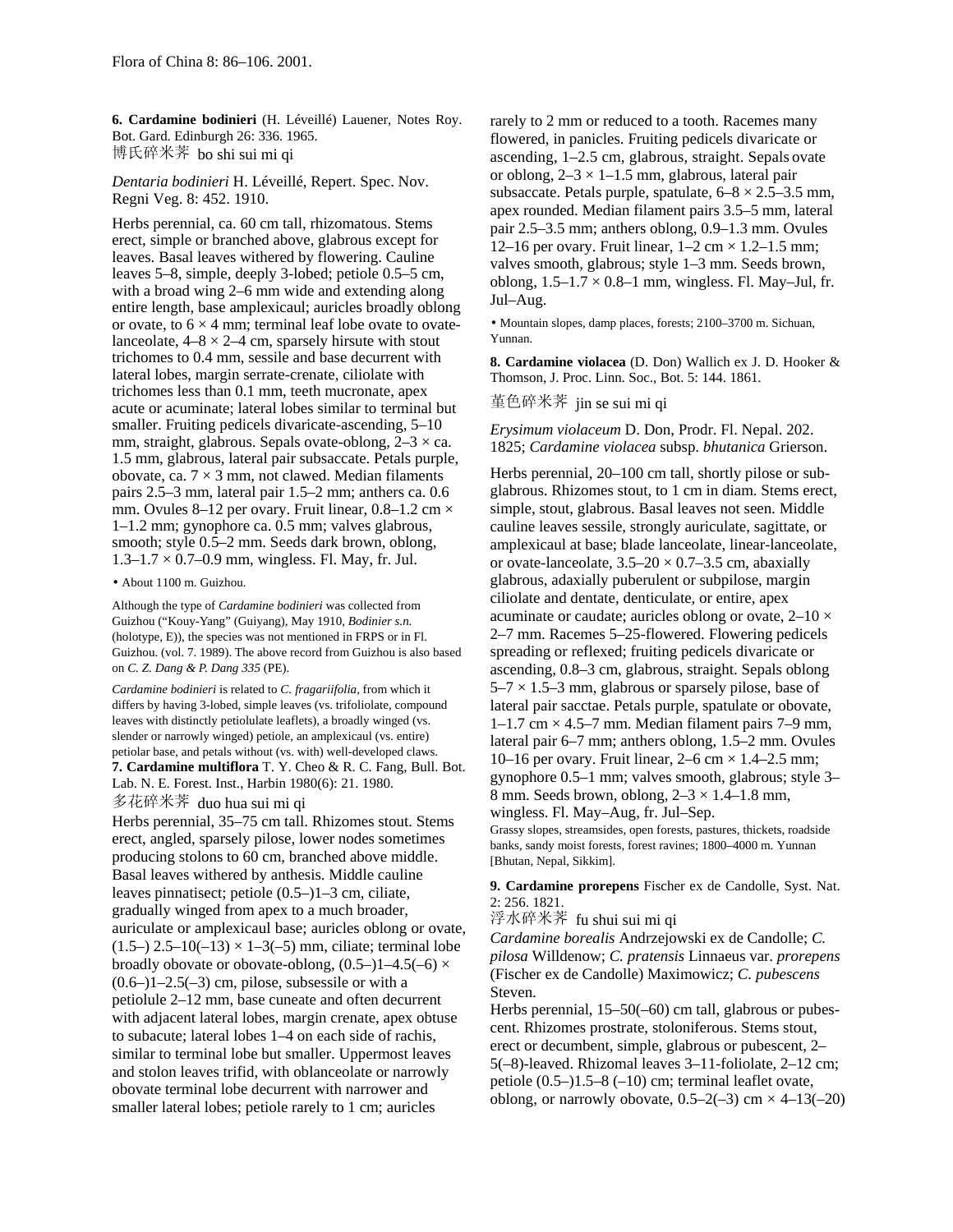**6. Cardamine bodinieri** (H. Léveillé) Lauener, Notes Roy. Bot. Gard. Edinburgh 26: 336. 1965.

博氏碎米荠 bo shi sui mi qi

*Dentaria bodinieri* H. Léveillé, Repert. Spec. Nov. Regni Veg. 8: 452. 1910.

Herbs perennial, ca. 60 cm tall, rhizomatous. Stems erect, simple or branched above, glabrous except for leaves. Basal leaves withered by flowering. Cauline leaves 5–8, simple, deeply 3-lobed; petiole 0.5–5 cm, with a broad wing 2–6 mm wide and extending along entire length, base amplexicaul; auricles broadly oblong or ovate, to 6 × 4 mm; terminal leaf lobe ovate to ovate-lanceolate, 4–8 × 2–4 cm, sparsely hirsute with stout trichomes to 0.4 mm, sessile and base decurrent with lateral lobes, margin serrate-crenate, ciliolate with trichomes less than 0.1 mm, teeth mucronate, apex acute or acuminate; lateral lobes similar to terminal but smaller. Fruiting pedicels divaricate-ascending, 5–10 mm, straight, glabrous. Sepals ovate-oblong, 2–3 × ca. 1.5 mm, glabrous, lateral pair subsaccate. Petals purple, obovate, ca. 7 × 3 mm, not clawed. Median filaments pairs 2.5–3 mm, lateral pair 1.5–2 mm; anthers ca. 0.6 mm. Ovules 8–12 per ovary. Fruit linear, 0.8–1.2 cm × 1–1.2 mm; gynophore ca. 0.5 mm; valves glabrous, smooth; style 0.5–2 mm. Seeds dark brown, oblong, 1.3–1.7 × 0.7–0.9 mm, wingless. Fl. May, fr. Jul.

• About 1100 m. Guizhou.

Although the type of *Cardamine bodinieri* was collected from Guizhou ("Kouy-Yang" (Guiyang), May 1910, *Bodinier s.n.* (holotype, E)), the species was not mentioned in FRPS or in Fl. Guizhou. (vol. 7. 1989). The above record from Guizhou is also based on *C. Z. Dang & P. Dang 335* (PE).

*Cardamine bodinieri* is related to *C. fragariifolia*, from which it differs by having 3-lobed, simple leaves (vs. trifoliolate, compound leaves with distinctly petiolulate leaflets), a broadly winged (vs. slender or narrowly winged) petiole, an amplexicaul (vs. entire) petiolar base, and petals without (vs. with) well-developed claws.

**7. Cardamine multiflora** T. Y. Cheo & R. C. Fang, Bull. Bot. Lab. N. E. Forest. Inst., Harbin 1980(6): 21. 1980.

多花碎米荠 duo hua sui mi qi

Herbs perennial, 35–75 cm tall. Rhizomes stout. Stems erect, angled, sparsely pilose, lower nodes sometimes producing stolons to 60 cm, branched above middle. Basal leaves withered by anthesis. Middle cauline leaves pinnatisect; petiole (0.5–)1–3 cm, ciliate, gradually winged from apex to a much broader, auriculate or amplexicaul base; auricles oblong or ovate, (1.5–) 2.5–10(–13) × 1–3(–5) mm, ciliate; terminal lobe broadly obovate or obovate-oblong, (0.5–)1–4.5(–6) × (0.6–)1–2.5(–3) cm, pilose, subsessile or with a petiolule 2–12 mm, base cuneate and often decurrent with adjacent lateral lobes, margin crenate, apex obtuse to subacute; lateral lobes 1–4 on each side of rachis, similar to terminal lobe but smaller. Uppermost leaves and stolon leaves trifid, with oblanceolate or narrowly obovate terminal lobe decurrent with narrower and smaller lateral lobes; petiole rarely to 1 cm; auricles rarely to 2 mm or reduced to a tooth. Racemes many flowered, in panicles. Fruiting pedicels divaricate or ascending, 1–2.5 cm, glabrous, straight. Sepals ovate or oblong, 2–3 × 1–1.5 mm, glabrous, lateral pair subsaccate. Petals purple, spatulate, 6–8 × 2.5–3.5 mm, apex rounded. Median filament pairs 3.5–5 mm, lateral pair 2.5–3.5 mm; anthers oblong, 0.9–1.3 mm. Ovules 12–16 per ovary. Fruit linear, 1–2 cm × 1.2–1.5 mm; valves smooth, glabrous; style 1–3 mm. Seeds brown, oblong, 1.5–1.7 × 0.8–1 mm, wingless. Fl. May–Jul, fr. Jul–Aug.

• Mountain slopes, damp places, forests; 2100–3700 m. Sichuan, Yunnan.

**8. Cardamine violacea** (D. Don) Wallich ex J. D. Hooker & Thomson, J. Proc. Linn. Soc., Bot. 5: 144. 1861.

堇色碎米荠 jin se sui mi qi

*Erysimum violaceum* D. Don, Prodr. Fl. Nepal. 202. 1825; *Cardamine violacea* subsp. *bhutanica* Grierson.

Herbs perennial, 20–100 cm tall, shortly pilose or subglabrous. Rhizomes stout, to 1 cm in diam. Stems erect, simple, stout, glabrous. Basal leaves not seen. Middle cauline leaves sessile, strongly auriculate, sagittate, or amplexicaul at base; blade lanceolate, linear-lanceolate, or ovate-lanceolate, 3.5–20 × 0.7–3.5 cm, abaxially glabrous, adaxially puberulent or subpilose, margin ciliolate and dentate, denticulate, or entire, apex acuminate or caudate; auricles oblong or ovate, 2–10 × 2–7 mm. Racemes 5–25-flowered. Flowering pedicels spreading or reflexed; fruiting pedicels divaricate or ascending, 0.8–3 cm, glabrous, straight. Sepals oblong 5–7 × 1.5–3 mm, glabrous or sparsely pilose, base of lateral pair sacctae. Petals purple, spatulate or obovate, 1–1.7 cm × 4.5–7 mm. Median filament pairs 7–9 mm, lateral pair 6–7 mm; anthers oblong, 1.5–2 mm. Ovules 10–16 per ovary. Fruit linear, 2–6 cm × 1.4–2.5 mm; gynophore 0.5–1 mm; valves smooth, glabrous; style 3–8 mm. Seeds brown, oblong, 2–3 × 1.4–1.8 mm, wingless. Fl. May–Aug, fr. Jul–Sep.

Grassy slopes, streamsides, open forests, pastures, thickets, roadside banks, sandy moist forests, forest ravines; 1800–4000 m. Yunnan [Bhutan, Nepal, Sikkim].

**9. Cardamine prorepens** Fischer ex de Candolle, Syst. Nat. 2: 256. 1821.

浮水碎米荠 fu shui sui mi qi

*Cardamine borealis* Andrzejowski ex de Candolle; *C. pilosa* Willdenow; *C. pratensis* Linnaeus var. *prorepens* (Fischer ex de Candolle) Maximowicz; *C. pubescens* Steven.

Herbs perennial, 15–50(–60) cm tall, glabrous or pubescent. Rhizomes prostrate, stoloniferous. Stems stout, erect or decumbent, simple, glabrous or pubescent, 2–5(–8)-leaved. Rhizomal leaves 3–11-foliolate, 2–12 cm; petiole (0.5–)1.5–8 (–10) cm; terminal leaflet ovate, oblong, or narrowly obovate, 0.5–2(–3) cm × 4–13(–20)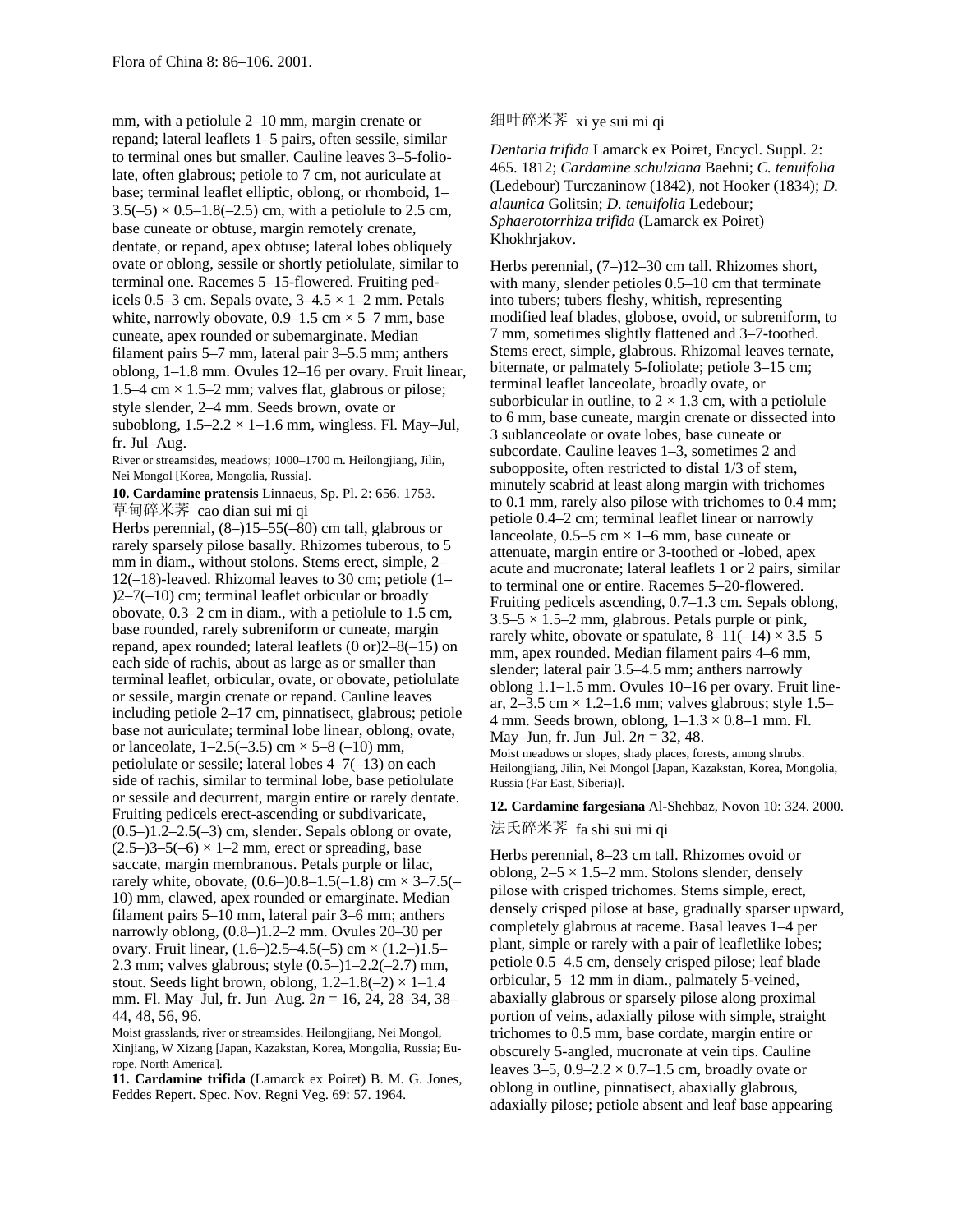mm, with a petiolule 2–10 mm, margin crenate or repand; lateral leaflets 1–5 pairs, often sessile, similar to terminal ones but smaller. Cauline leaves 3–5-foliolate, often glabrous; petiole to 7 cm, not auriculate at base; terminal leaflet elliptic, oblong, or rhomboid, 1–3.5(–5) × 0.5–1.8(–2.5) cm, with a petiolule to 2.5 cm, base cuneate or obtuse, margin remotely crenate, dentate, or repand, apex obtuse; lateral lobes obliquely ovate or oblong, sessile or shortly petiolulate, similar to terminal one. Racemes 5–15-flowered. Fruiting pedicels 0.5–3 cm. Sepals ovate, 3–4.5 × 1–2 mm. Petals white, narrowly obovate, 0.9–1.5 cm × 5–7 mm, base cuneate, apex rounded or subemarginate. Median filament pairs 5–7 mm, lateral pair 3–5.5 mm; anthers oblong, 1–1.8 mm. Ovules 12–16 per ovary. Fruit linear, 1.5–4 cm × 1.5–2 mm; valves flat, glabrous or pilose; style slender, 2–4 mm. Seeds brown, ovate or suboblong, 1.5–2.2 × 1–1.6 mm, wingless. Fl. May–Jul, fr. Jul–Aug.

River or streamsides, meadows; 1000–1700 m. Heilongjiang, Jilin, Nei Mongol [Korea, Mongolia, Russia].

**10. Cardamine pratensis** Linnaeus, Sp. Pl. 2: 656. 1753.

草甸碎米荠 cao dian sui mi qi

Herbs perennial, (8–)15–55(–80) cm tall, glabrous or rarely sparsely pilose basally. Rhizomes tuberous, to 5 mm in diam., without stolons. Stems erect, simple, 2–12(–18)-leaved. Rhizomal leaves to 30 cm; petiole (1–)2–7(–10) cm; terminal leaflet orbicular or broadly obovate, 0.3–2 cm in diam., with a petiolule to 1.5 cm, base rounded, rarely subreniform or cuneate, margin repand, apex rounded; lateral leaflets (0 or)2–8(–15) on each side of rachis, about as large as or smaller than terminal leaflet, orbicular, ovate, or obovate, petiolulate or sessile, margin crenate or repand. Cauline leaves including petiole 2–17 cm, pinnatisect, glabrous; petiole base not auriculate; terminal lobe linear, oblong, ovate, or lanceolate, 1–2.5(–3.5) cm × 5–8 (–10) mm, petiolulate or sessile; lateral lobes 4–7(–13) on each side of rachis, similar to terminal lobe, base petiolulate or sessile and decurrent, margin entire or rarely dentate. Fruiting pedicels erect-ascending or subdivaricate, (0.5–)1.2–2.5(–3) cm, slender. Sepals oblong or ovate, (2.5–)3–5(–6) × 1–2 mm, erect or spreading, base saccate, margin membranous. Petals purple or lilac, rarely white, obovate, (0.6–)0.8–1.5(–1.8) cm × 3–7.5(–10) mm, clawed, apex rounded or emarginate. Median filament pairs 5–10 mm, lateral pair 3–6 mm; anthers narrowly oblong, (0.8–)1.2–2 mm. Ovules 20–30 per ovary. Fruit linear, (1.6–)2.5–4.5(–5) cm × (1.2–)1.5–2.3 mm; valves glabrous; style (0.5–)1–2.2(–2.7) mm, stout. Seeds light brown, oblong, 1.2–1.8(–2) × 1–1.4 mm. Fl. May–Jul, fr. Jun–Aug. 2*n* = 16, 24, 28–34, 38–44, 48, 56, 96.

Moist grasslands, river or streamsides. Heilongjiang, Nei Mongol, Xinjiang, W Xizang [Japan, Kazakstan, Korea, Mongolia, Russia; Europe, North America].

**11. Cardamine trifida** (Lamarck ex Poiret) B. M. G. Jones, Feddes Repert. Spec. Nov. Regni Veg. 69: 57. 1964.

细叶碎米荠 xi ye sui mi qi

*Dentaria trifida* Lamarck ex Poiret, Encycl. Suppl. 2: 465. 1812; *Cardamine schulziana* Baehni; *C. tenuifolia* (Ledebour) Turczaninow (1842), not Hooker (1834); *D. alaunica* Golitsin; *D. tenuifolia* Ledebour; *Sphaerotorrhiza trifida* (Lamarck ex Poiret) Khokhrjakov.

Herbs perennial, (7–)12–30 cm tall. Rhizomes short, with many, slender petioles 0.5–10 cm that terminate into tubers; tubers fleshy, whitish, representing modified leaf blades, globose, ovoid, or subreniform, to 7 mm, sometimes slightly flattened and 3–7-toothed. Stems erect, simple, glabrous. Rhizomal leaves ternate, biternate, or palmately 5-foliolate; petiole 3–15 cm; terminal leaflet lanceolate, broadly ovate, or suborbicular in outline, to 2 × 1.3 cm, with a petiolule to 6 mm, base cuneate, margin crenate or dissected into 3 sublanceolate or ovate lobes, base cuneate or subcordate. Cauline leaves 1–3, sometimes 2 and subopposite, often restricted to distal 1/3 of stem, minutely scabrid at least along margin with trichomes to 0.1 mm, rarely also pilose with trichomes to 0.4 mm; petiole 0.4–2 cm; terminal leaflet linear or narrowly lanceolate, 0.5–5 cm × 1–6 mm, base cuneate or attenuate, margin entire or 3-toothed or -lobed, apex acute and mucronate; lateral leaflets 1 or 2 pairs, similar to terminal one or entire. Racemes 5–20-flowered. Fruiting pedicels ascending, 0.7–1.3 cm. Sepals oblong, 3.5–5 × 1.5–2 mm, glabrous. Petals purple or pink, rarely white, obovate or spatulate, 8–11(–14) × 3.5–5 mm, apex rounded. Median filament pairs 4–6 mm, slender; lateral pair 3.5–4.5 mm; anthers narrowly oblong 1.1–1.5 mm. Ovules 10–16 per ovary. Fruit linear, 2–3.5 cm × 1.2–1.6 mm; valves glabrous; style 1.5–4 mm. Seeds brown, oblong, 1–1.3 × 0.8–1 mm. Fl. May–Jun, fr. Jun–Jul. 2*n* = 32, 48.

Moist meadows or slopes, shady places, forests, among shrubs. Heilongjiang, Jilin, Nei Mongol [Japan, Kazakstan, Korea, Mongolia, Russia (Far East, Siberia)].

**12. Cardamine fargesiana** Al-Shehbaz, Novon 10: 324. 2000.

法氏碎米荠 fa shi sui mi qi

Herbs perennial, 8–23 cm tall. Rhizomes ovoid or oblong, 2–5 × 1.5–2 mm. Stolons slender, densely pilose with crisped trichomes. Stems simple, erect, densely crisped pilose at base, gradually sparser upward, completely glabrous at raceme. Basal leaves 1–4 per plant, simple or rarely with a pair of leafletlike lobes; petiole 0.5–4.5 cm, densely crisped pilose; leaf blade orbicular, 5–12 mm in diam., palmately 5-veined, abaxially glabrous or sparsely pilose along proximal portion of veins, adaxially pilose with simple, straight trichomes to 0.5 mm, base cordate, margin entire or obscurely 5-angled, mucronate at vein tips. Cauline leaves 3–5, 0.9–2.2 × 0.7–1.5 cm, broadly ovate or oblong in outline, pinnatisect, abaxially glabrous, adaxially pilose; petiole absent and leaf base appearing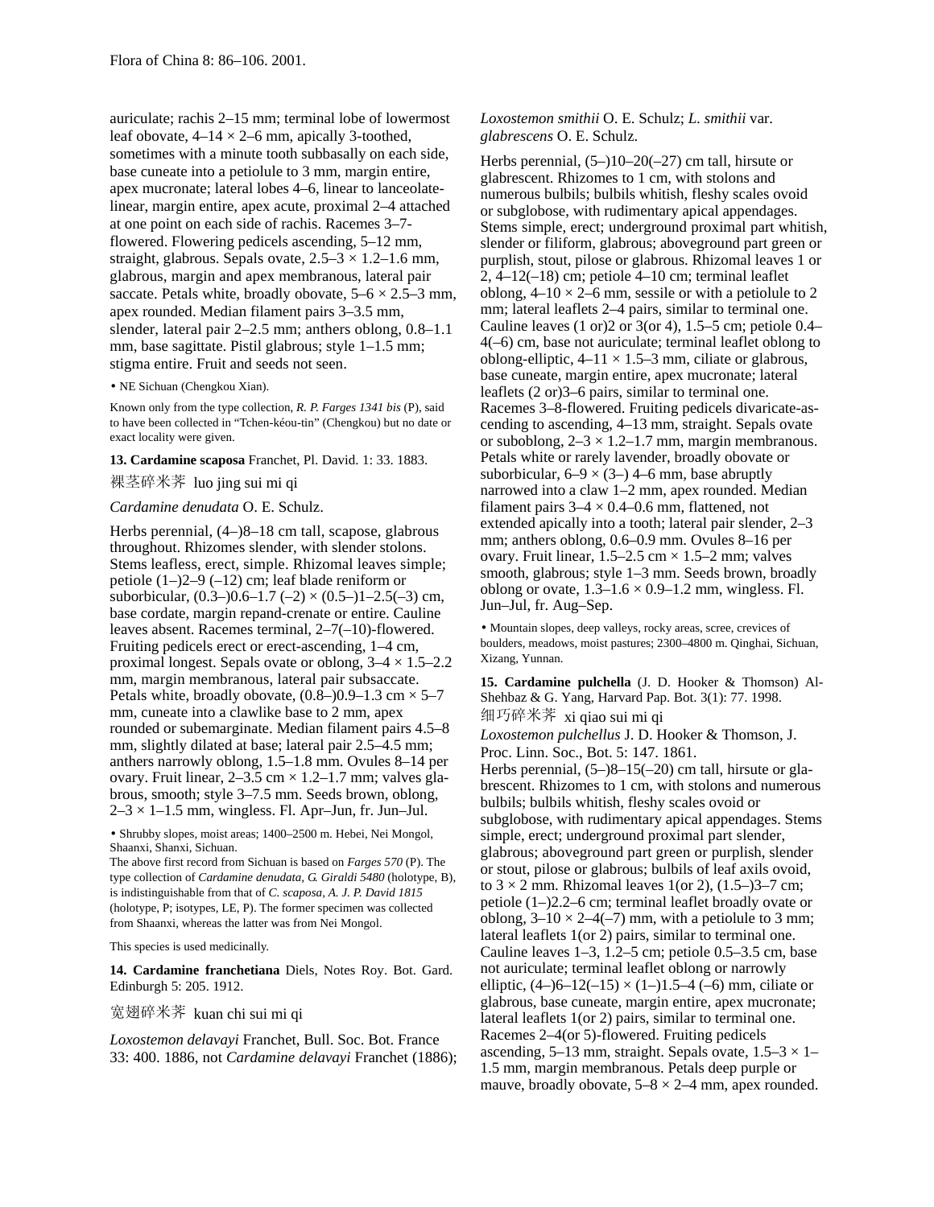auriculate; rachis 2–15 mm; terminal lobe of lowermost leaf obovate, 4–14 × 2–6 mm, apically 3-toothed, sometimes with a minute tooth subbasally on each side, base cuneate into a petiolule to 3 mm, margin entire, apex mucronate; lateral lobes 4–6, linear to lanceolate-linear, margin entire, apex acute, proximal 2–4 attached at one point on each side of rachis. Racemes 3–7-flowered. Flowering pedicels ascending, 5–12 mm, straight, glabrous. Sepals ovate, 2.5–3 × 1.2–1.6 mm, glabrous, margin and apex membranous, lateral pair saccate. Petals white, broadly obovate, 5–6 × 2.5–3 mm, apex rounded. Median filament pairs 3–3.5 mm, slender, lateral pair 2–2.5 mm; anthers oblong, 0.8–1.1 mm, base sagittate. Pistil glabrous; style 1–1.5 mm; stigma entire. Fruit and seeds not seen.

• NE Sichuan (Chengkou Xian).

Known only from the type collection, *R. P. Farges 1341 bis* (P), said to have been collected in "Tchen-kéou-tin" (Chengkou) but no date or exact locality were given.

**13. Cardamine scaposa** Franchet, Pl. David. 1: 33. 1883.

裸茎碎米荠 luo jing sui mi qi

*Cardamine denudata* O. E. Schulz.

Herbs perennial, (4–)8–18 cm tall, scapose, glabrous throughout. Rhizomes slender, with slender stolons. Stems leafless, erect, simple. Rhizomal leaves simple; petiole (1–)2–9 (–12) cm; leaf blade reniform or suborbicular, (0.3–)0.6–1.7 (–2) × (0.5–)1–2.5(–3) cm, base cordate, margin repand-crenate or entire. Cauline leaves absent. Racemes terminal, 2–7(–10)-flowered. Fruiting pedicels erect or erect-ascending, 1–4 cm, proximal longest. Sepals ovate or oblong, 3–4 × 1.5–2.2 mm, margin membranous, lateral pair subsaccate. Petals white, broadly obovate, (0.8–)0.9–1.3 cm × 5–7 mm, cuneate into a clawlike base to 2 mm, apex rounded or subemarginate. Median filament pairs 4.5–8 mm, slightly dilated at base; lateral pair 2.5–4.5 mm; anthers narrowly oblong, 1.5–1.8 mm. Ovules 8–14 per ovary. Fruit linear, 2–3.5 cm × 1.2–1.7 mm; valves glabrous, smooth; style 3–7.5 mm. Seeds brown, oblong, 2–3 × 1–1.5 mm, wingless. Fl. Apr–Jun, fr. Jun–Jul.

• Shrubby slopes, moist areas; 1400–2500 m. Hebei, Nei Mongol, Shaanxi, Shanxi, Sichuan.

The above first record from Sichuan is based on *Farges 570* (P). The type collection of *Cardamine denudata*, *G. Giraldi 5480* (holotype, B), is indistinguishable from that of *C. scaposa*, *A. J. P. David 1815* (holotype, P; isotypes, LE, P). The former specimen was collected from Shaanxi, whereas the latter was from Nei Mongol.

This species is used medicinally.

**14. Cardamine franchetiana** Diels, Notes Roy. Bot. Gard. Edinburgh 5: 205. 1912.

宽翅碎米荠 kuan chi sui mi qi

*Loxostemon delavayi* Franchet, Bull. Soc. Bot. France 33: 400. 1886, not *Cardamine delavayi* Franchet (1886); *Loxostemon smithii* O. E. Schulz; *L. smithii* var. *glabrescens* O. E. Schulz.

Herbs perennial, (5–)10–20(–27) cm tall, hirsute or glabrescent. Rhizomes to 1 cm, with stolons and numerous bulbils; bulbils whitish, fleshy scales ovoid or subglobose, with rudimentary apical appendages. Stems simple, erect; underground proximal part whitish, slender or filiform, glabrous; aboveground part green or purplish, stout, pilose or glabrous. Rhizomal leaves 1 or 2, 4–12(–18) cm; petiole 4–10 cm; terminal leaflet oblong, 4–10 × 2–6 mm, sessile or with a petiolule to 2 mm; lateral leaflets 2–4 pairs, similar to terminal one. Cauline leaves (1 or)2 or 3(or 4), 1.5–5 cm; petiole 0.4–4(–6) cm, base not auriculate; terminal leaflet oblong to oblong-elliptic, 4–11 × 1.5–3 mm, ciliate or glabrous, base cuneate, margin entire, apex mucronate; lateral leaflets (2 or)3–6 pairs, similar to terminal one. Racemes 3–8-flowered. Fruiting pedicels divaricate-ascending to ascending, 4–13 mm, straight. Sepals ovate or suboblong, 2–3 × 1.2–1.7 mm, margin membranous. Petals white or rarely lavender, broadly obovate or suborbicular, 6–9 × (3–) 4–6 mm, base abruptly narrowed into a claw 1–2 mm, apex rounded. Median filament pairs 3–4 × 0.4–0.6 mm, flattened, not extended apically into a tooth; lateral pair slender, 2–3 mm; anthers oblong, 0.6–0.9 mm. Ovules 8–16 per ovary. Fruit linear, 1.5–2.5 cm × 1.5–2 mm; valves smooth, glabrous; style 1–3 mm. Seeds brown, broadly oblong or ovate, 1.3–1.6 × 0.9–1.2 mm, wingless. Fl. Jun–Jul, fr. Aug–Sep.

• Mountain slopes, deep valleys, rocky areas, scree, crevices of boulders, meadows, moist pastures; 2300–4800 m. Qinghai, Sichuan, Xizang, Yunnan.

**15. Cardamine pulchella** (J. D. Hooker & Thomson) Al-Shehbaz & G. Yang, Harvard Pap. Bot. 3(1): 77. 1998.

细巧碎米荠 xi qiao sui mi qi

*Loxostemon pulchellus* J. D. Hooker & Thomson, J. Proc. Linn. Soc., Bot. 5: 147. 1861.

Herbs perennial, (5–)8–15(–20) cm tall, hirsute or glabrescent. Rhizomes to 1 cm, with stolons and numerous bulbils; bulbils whitish, fleshy scales ovoid or subglobose, with rudimentary apical appendages. Stems simple, erect; underground proximal part slender, glabrous; aboveground part green or purplish, slender or stout, pilose or glabrous; bulbils of leaf axils ovoid, to 3 × 2 mm. Rhizomal leaves 1(or 2), (1.5–)3–7 cm; petiole (1–)2.2–6 cm; terminal leaflet broadly ovate or oblong, 3–10 × 2–4(–7) mm, with a petiolule to 3 mm; lateral leaflets 1(or 2) pairs, similar to terminal one. Cauline leaves 1–3, 1.2–5 cm; petiole 0.5–3.5 cm, base not auriculate; terminal leaflet oblong or narrowly elliptic, (4–)6–12(–15) × (1–)1.5–4 (–6) mm, ciliate or glabrous, base cuneate, margin entire, apex mucronate; lateral leaflets 1(or 2) pairs, similar to terminal one. Racemes 2–4(or 5)-flowered. Fruiting pedicels ascending, 5–13 mm, straight. Sepals ovate, 1.5–3 × 1–1.5 mm, margin membranous. Petals deep purple or mauve, broadly obovate, 5–8 × 2–4 mm, apex rounded.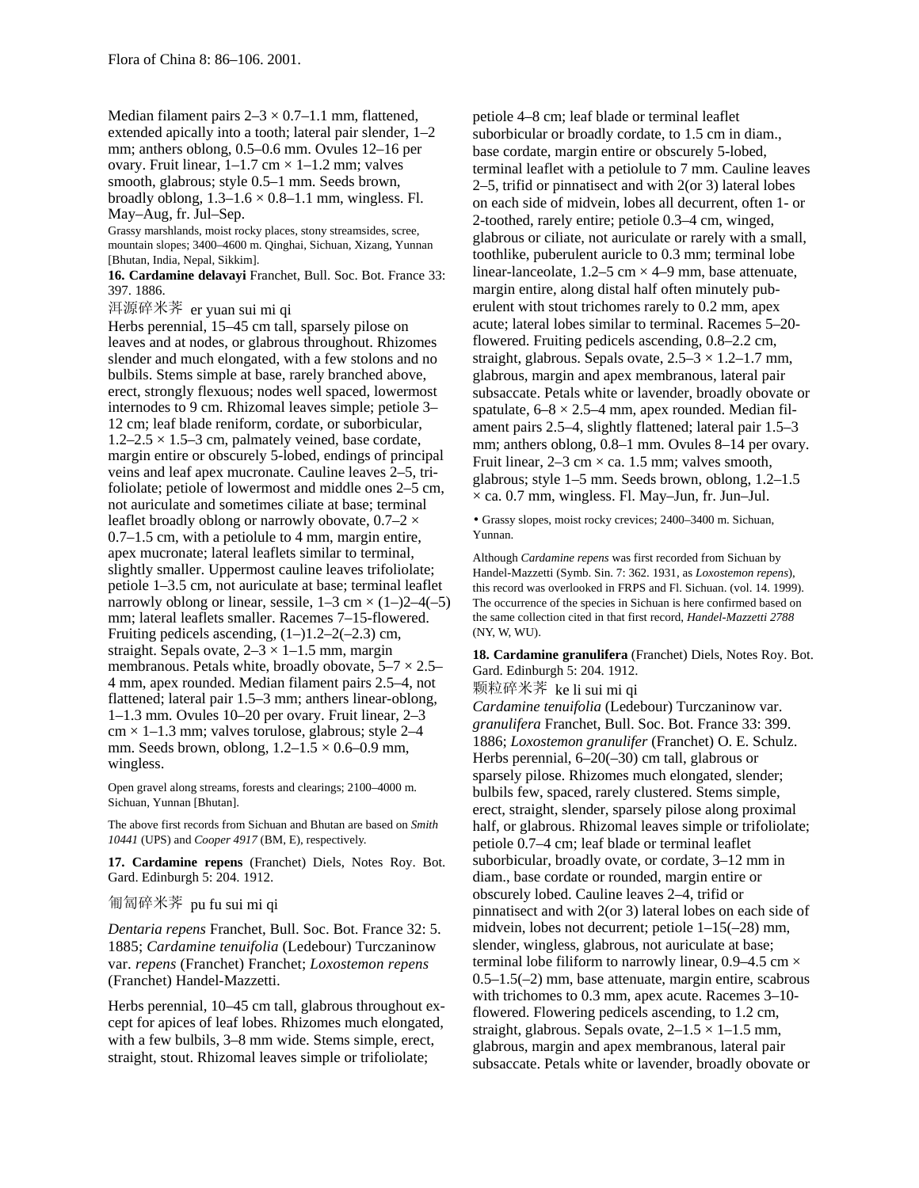Median filament pairs 2–3 × 0.7–1.1 mm, flattened, extended apically into a tooth; lateral pair slender, 1–2 mm; anthers oblong, 0.5–0.6 mm. Ovules 12–16 per ovary. Fruit linear, 1–1.7 cm × 1–1.2 mm; valves smooth, glabrous; style 0.5–1 mm. Seeds brown, broadly oblong, 1.3–1.6 × 0.8–1.1 mm, wingless. Fl. May–Aug, fr. Jul–Sep.

Grassy marshlands, moist rocky places, stony streamsides, scree, mountain slopes; 3400–4600 m. Qinghai, Sichuan, Xizang, Yunnan [Bhutan, India, Nepal, Sikkim].

**16. Cardamine delavayi** Franchet, Bull. Soc. Bot. France 33: 397. 1886.

洱源碎米荠 er yuan sui mi qi

Herbs perennial, 15–45 cm tall, sparsely pilose on leaves and at nodes, or glabrous throughout. Rhizomes slender and much elongated, with a few stolons and no bulbils. Stems simple at base, rarely branched above, erect, strongly flexuous; nodes well spaced, lowermost internodes to 9 cm. Rhizomal leaves simple; petiole 3–12 cm; leaf blade reniform, cordate, or suborbicular, 1.2–2.5 × 1.5–3 cm, palmately veined, base cordate, margin entire or obscurely 5-lobed, endings of principal veins and leaf apex mucronate. Cauline leaves 2–5, trifoliolate; petiole of lowermost and middle ones 2–5 cm, not auriculate and sometimes ciliate at base; terminal leaflet broadly oblong or narrowly obovate, 0.7–2 × 0.7–1.5 cm, with a petiolule to 4 mm, margin entire, apex mucronate; lateral leaflets similar to terminal, slightly smaller. Uppermost cauline leaves trifoliolate; petiole 1–3.5 cm, not auriculate at base; terminal leaflet narrowly oblong or linear, sessile, 1–3 cm × (1–)2–4(–5) mm; lateral leaflets smaller. Racemes 7–15-flowered. Fruiting pedicels ascending, (1–)1.2–2(–2.3) cm, straight. Sepals ovate, 2–3 × 1–1.5 mm, margin membranous. Petals white, broadly obovate, 5–7 × 2.5–4 mm, apex rounded. Median filament pairs 2.5–4, not flattened; lateral pair 1.5–3 mm; anthers linear-oblong, 1–1.3 mm. Ovules 10–20 per ovary. Fruit linear, 2–3 cm × 1–1.3 mm; valves torulose, glabrous; style 2–4 mm. Seeds brown, oblong, 1.2–1.5 × 0.6–0.9 mm, wingless.

Open gravel along streams, forests and clearings; 2100–4000 m. Sichuan, Yunnan [Bhutan].

The above first records from Sichuan and Bhutan are based on *Smith 10441* (UPS) and *Cooper 4917* (BM, E), respectively.

**17. Cardamine repens** (Franchet) Diels, Notes Roy. Bot. Gard. Edinburgh 5: 204. 1912.

匍匐碎米荠 pu fu sui mi qi

*Dentaria repens* Franchet, Bull. Soc. Bot. France 32: 5. 1885; *Cardamine tenuifolia* (Ledebour) Turczaninow var. *repens* (Franchet) Franchet; *Loxostemon repens* (Franchet) Handel-Mazzetti.

Herbs perennial, 10–45 cm tall, glabrous throughout except for apices of leaf lobes. Rhizomes much elongated, with a few bulbils, 3–8 mm wide. Stems simple, erect, straight, stout. Rhizomal leaves simple or trifoliolate; petiole 4–8 cm; leaf blade or terminal leaflet suborbicular or broadly cordate, to 1.5 cm in diam., base cordate, margin entire or obscurely 5-lobed, terminal leaflet with a petiolule to 7 mm. Cauline leaves 2–5, trifid or pinnatisect and with 2(or 3) lateral lobes on each side of midvein, lobes all decurrent, often 1- or 2-toothed, rarely entire; petiole 0.3–4 cm, winged, glabrous or ciliate, not auriculate or rarely with a small, toothlike, puberulent auricle to 0.3 mm; terminal lobe linear-lanceolate, 1.2–5 cm × 4–9 mm, base attenuate, margin entire, along distal half often minutely puberulent with stout trichomes rarely to 0.2 mm, apex acute; lateral lobes similar to terminal. Racemes 5–20-flowered. Fruiting pedicels ascending, 0.8–2.2 cm, straight, glabrous. Sepals ovate, 2.5–3 × 1.2–1.7 mm, glabrous, margin and apex membranous, lateral pair subsaccate. Petals white or lavender, broadly obovate or spatulate, 6–8 × 2.5–4 mm, apex rounded. Median filament pairs 2.5–4, slightly flattened; lateral pair 1.5–3 mm; anthers oblong, 0.8–1 mm. Ovules 8–14 per ovary. Fruit linear, 2–3 cm × ca. 1.5 mm; valves smooth, glabrous; style 1–5 mm. Seeds brown, oblong, 1.2–1.5 × ca. 0.7 mm, wingless. Fl. May–Jun, fr. Jun–Jul.

• Grassy slopes, moist rocky crevices; 2400–3400 m. Sichuan, Yunnan.

Although *Cardamine repens* was first recorded from Sichuan by Handel-Mazzetti (Symb. Sin. 7: 362. 1931, as *Loxostemon repens*), this record was overlooked in FRPS and Fl. Sichuan. (vol. 14. 1999). The occurrence of the species in Sichuan is here confirmed based on the same collection cited in that first record, *Handel-Mazzetti 2788* (NY, W, WU).

**18. Cardamine granulifera** (Franchet) Diels, Notes Roy. Bot. Gard. Edinburgh 5: 204. 1912.

颗粒碎米荠 ke li sui mi qi

*Cardamine tenuifolia* (Ledebour) Turczaninow var. *granulifera* Franchet, Bull. Soc. Bot. France 33: 399. 1886; *Loxostemon granulifer* (Franchet) O. E. Schulz.

Herbs perennial, 6–20(–30) cm tall, glabrous or sparsely pilose. Rhizomes much elongated, slender; bulbils few, spaced, rarely clustered. Stems simple, erect, straight, slender, sparsely pilose along proximal half, or glabrous. Rhizomal leaves simple or trifoliolate; petiole 0.7–4 cm; leaf blade or terminal leaflet suborbicular, broadly ovate, or cordate, 3–12 mm in diam., base cordate or rounded, margin entire or obscurely lobed. Cauline leaves 2–4, trifid or pinnatisect and with 2(or 3) lateral lobes on each side of midvein, lobes not decurrent; petiole 1–15(–28) mm, slender, wingless, glabrous, not auriculate at base; terminal lobe filiform to narrowly linear, 0.9–4.5 cm × 0.5–1.5(–2) mm, base attenuate, margin entire, scabrous with trichomes to 0.3 mm, apex acute. Racemes 3–10-flowered. Flowering pedicels ascending, to 1.2 cm, straight, glabrous. Sepals ovate, 2–1.5 × 1–1.5 mm, glabrous, margin and apex membranous, lateral pair subsaccate. Petals white or lavender, broadly obovate or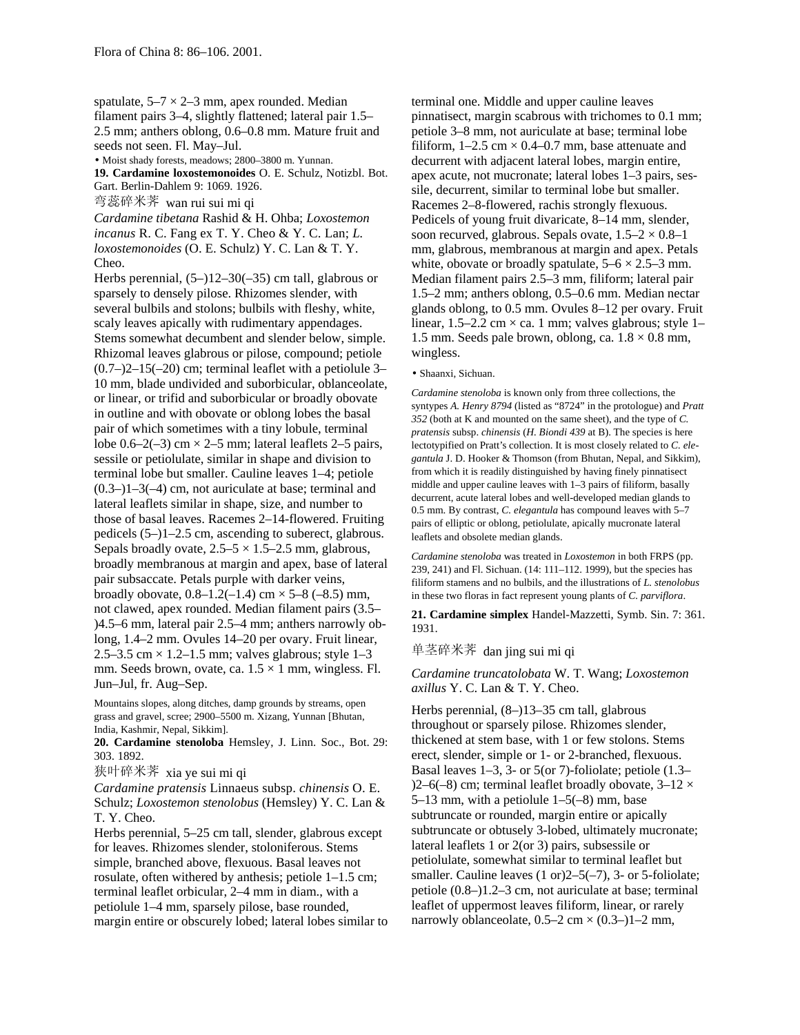spatulate, 5–7 × 2–3 mm, apex rounded. Median filament pairs 3–4, slightly flattened; lateral pair 1.5–2.5 mm; anthers oblong, 0.6–0.8 mm. Mature fruit and seeds not seen. Fl. May–Jul.

• Moist shady forests, meadows; 2800–3800 m. Yunnan.

**19. Cardamine loxostemonoides** O. E. Schulz, Notizbl. Bot. Gart. Berlin-Dahlem 9: 1069. 1926.

弯蕊碎米荠 wan rui sui mi qi

*Cardamine tibetana* Rashid & H. Ohba; *Loxostemon incanus* R. C. Fang ex T. Y. Cheo & Y. C. Lan; *L. loxostemonoides* (O. E. Schulz) Y. C. Lan & T. Y. Cheo.

Herbs perennial, (5–)12–30(–35) cm tall, glabrous or sparsely to densely pilose. Rhizomes slender, with several bulbils and stolons; bulbils with fleshy, white, scaly leaves apically with rudimentary appendages. Stems somewhat decumbent and slender below, simple. Rhizomal leaves glabrous or pilose, compound; petiole (0.7–)2–15(–20) cm; terminal leaflet with a petiolule 3–10 mm, blade undivided and suborbicular, oblanceolate, or linear, or trifid and suborbicular or broadly obovate in outline and with obovate or oblong lobes the basal pair of which sometimes with a tiny lobule, terminal lobe 0.6–2(–3) cm × 2–5 mm; lateral leaflets 2–5 pairs, sessile or petiolulate, similar in shape and division to terminal lobe but smaller. Cauline leaves 1–4; petiole (0.3–)1–3(–4) cm, not auriculate at base; terminal and lateral leaflets similar in shape, size, and number to those of basal leaves. Racemes 2–14-flowered. Fruiting pedicels (5–)1–2.5 cm, ascending to suberect, glabrous. Sepals broadly ovate, 2.5–5 × 1.5–2.5 mm, glabrous, broadly membranous at margin and apex, base of lateral pair subsaccate. Petals purple with darker veins, broadly obovate, 0.8–1.2(–1.4) cm × 5–8 (–8.5) mm, not clawed, apex rounded. Median filament pairs (3.5–)4.5–6 mm, lateral pair 2.5–4 mm; anthers narrowly oblong, 1.4–2 mm. Ovules 14–20 per ovary. Fruit linear, 2.5–3.5 cm × 1.2–1.5 mm; valves glabrous; style 1–3 mm. Seeds brown, ovate, ca. 1.5 × 1 mm, wingless. Fl. Jun–Jul, fr. Aug–Sep.

Mountains slopes, along ditches, damp grounds by streams, open grass and gravel, scree; 2900–5500 m. Xizang, Yunnan [Bhutan, India, Kashmir, Nepal, Sikkim].

**20. Cardamine stenoloba** Hemsley, J. Linn. Soc., Bot. 29: 303. 1892.

狭叶碎米荠 xia ye sui mi qi

*Cardamine pratensis* Linnaeus subsp. *chinensis* O. E. Schulz; *Loxostemon stenolobus* (Hemsley) Y. C. Lan & T. Y. Cheo.

Herbs perennial, 5–25 cm tall, slender, glabrous except for leaves. Rhizomes slender, stoloniferous. Stems simple, branched above, flexuous. Basal leaves not rosulate, often withered by anthesis; petiole 1–1.5 cm; terminal leaflet orbicular, 2–4 mm in diam., with a petiolule 1–4 mm, sparsely pilose, base rounded, margin entire or obscurely lobed; lateral lobes similar to terminal one. Middle and upper cauline leaves pinnatisect, margin scabrous with trichomes to 0.1 mm; petiole 3–8 mm, not auriculate at base; terminal lobe filiform, 1–2.5 cm × 0.4–0.7 mm, base attenuate and decurrent with adjacent lateral lobes, margin entire, apex acute, not mucronate; lateral lobes 1–3 pairs, sessile, decurrent, similar to terminal lobe but smaller. Racemes 2–8-flowered, rachis strongly flexuous. Pedicels of young fruit divaricate, 8–14 mm, slender, soon recurved, glabrous. Sepals ovate, 1.5–2 × 0.8–1 mm, glabrous, membranous at margin and apex. Petals white, obovate or broadly spatulate, 5–6 × 2.5–3 mm. Median filament pairs 2.5–3 mm, filiform; lateral pair 1.5–2 mm; anthers oblong, 0.5–0.6 mm. Median nectar glands oblong, to 0.5 mm. Ovules 8–12 per ovary. Fruit linear, 1.5–2.2 cm × ca. 1 mm; valves glabrous; style 1–1.5 mm. Seeds pale brown, oblong, ca. 1.8 × 0.8 mm, wingless.

• Shaanxi, Sichuan.

*Cardamine stenoloba* is known only from three collections, the syntypes *A. Henry 8794* (listed as "8724" in the protologue) and *Pratt 352* (both at K and mounted on the same sheet), and the type of *C. pratensis* subsp. *chinensis* (*H. Biondi 439* at B). The species is here lectotypified on Pratt's collection. It is most closely related to *C. elegantula* J. D. Hooker & Thomson (from Bhutan, Nepal, and Sikkim), from which it is readily distinguished by having finely pinnatisect middle and upper cauline leaves with 1–3 pairs of filiform, basally decurrent, acute lateral lobes and well-developed median glands to 0.5 mm. By contrast, *C. elegantula* has compound leaves with 5–7 pairs of elliptic or oblong, petiolulate, apically mucronate lateral leaflets and obsolete median glands.

*Cardamine stenoloba* was treated in *Loxostemon* in both FRPS (pp. 239, 241) and Fl. Sichuan. (14: 111–112. 1999), but the species has filiform stamens and no bulbils, and the illustrations of *L. stenolobus* in these two floras in fact represent young plants of *C. parviflora*.

**21. Cardamine simplex** Handel-Mazzetti, Symb. Sin. 7: 361. 1931.

单茎碎米荠 dan jing sui mi qi

*Cardamine truncatolobata* W. T. Wang; *Loxostemon axillus* Y. C. Lan & T. Y. Cheo.

Herbs perennial, (8–)13–35 cm tall, glabrous throughout or sparsely pilose. Rhizomes slender, thickened at stem base, with 1 or few stolons. Stems erect, slender, simple or 1- or 2-branched, flexuous. Basal leaves 1–3, 3- or 5(or 7)-foliolate; petiole (1.3–)2–6(–8) cm; terminal leaflet broadly obovate, 3–12 × 5–13 mm, with a petiolule 1–5(–8) mm, base subtruncate or rounded, margin entire or apically subtruncate or obtusely 3-lobed, ultimately mucronate; lateral leaflets 1 or 2(or 3) pairs, subsessile or petiolulate, somewhat similar to terminal leaflet but smaller. Cauline leaves (1 or)2–5(–7), 3- or 5-foliolate; petiole (0.8–)1.2–3 cm, not auriculate at base; terminal leaflet of uppermost leaves filiform, linear, or rarely narrowly oblanceolate, 0.5–2 cm × (0.3–)1–2 mm,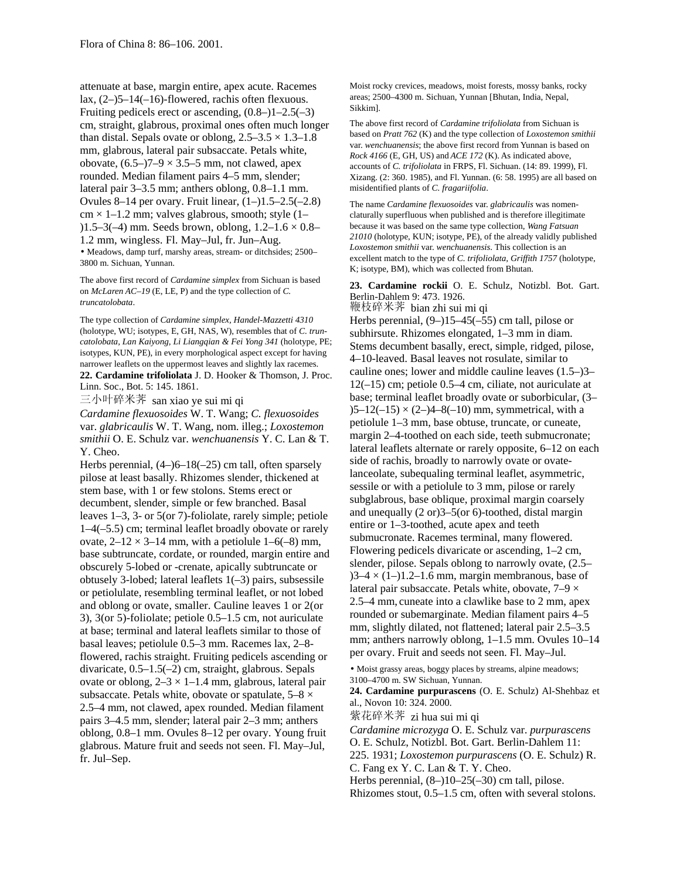attenuate at base, margin entire, apex acute. Racemes lax, (2–)5–14(–16)-flowered, rachis often flexuous. Fruiting pedicels erect or ascending, (0.8–)1–2.5(–3) cm, straight, glabrous, proximal ones often much longer than distal. Sepals ovate or oblong, 2.5–3.5 × 1.3–1.8 mm, glabrous, lateral pair subsaccate. Petals white, obovate, (6.5–)7–9 × 3.5–5 mm, not clawed, apex rounded. Median filament pairs 4–5 mm, slender; lateral pair 3–3.5 mm; anthers oblong, 0.8–1.1 mm. Ovules 8–14 per ovary. Fruit linear, (1–)1.5–2.5(–2.8) cm × 1–1.2 mm; valves glabrous, smooth; style (1–)1.5–3(–4) mm. Seeds brown, oblong, 1.2–1.6 × 0.8–1.2 mm, wingless. Fl. May–Jul, fr. Jun–Aug.

• Meadows, damp turf, marshy areas, stream- or ditchsides; 2500–3800 m. Sichuan, Yunnan.

The above first record of *Cardamine simplex* from Sichuan is based on *McLaren AC–19* (E, LE, P) and the type collection of *C. truncatolobata*.

The type collection of *Cardamine simplex*, *Handel-Mazzetti 4310* (holotype, WU; isotypes, E, GH, NAS, W), resembles that of *C. truncatolobata*, *Lan Kaiyong, Li Liangqian & Fei Yong 341* (holotype, PE; isotypes, KUN, PE), in every morphological aspect except for having narrower leaflets on the uppermost leaves and slightly lax racemes.

**22. Cardamine trifoliolata** J. D. Hooker & Thomson, J. Proc. Linn. Soc., Bot. 5: 145. 1861.

三小叶碎米荠 san xiao ye sui mi qi

*Cardamine flexuosoides* W. T. Wang; *C. flexuosoides* var. *glabricaulis* W. T. Wang, nom. illeg.; *Loxostemon smithii* O. E. Schulz var. *wenchuanensis* Y. C. Lan & T. Y. Cheo.

Herbs perennial, (4–)6–18(–25) cm tall, often sparsely pilose at least basally. Rhizomes slender, thickened at stem base, with 1 or few stolons. Stems erect or decumbent, slender, simple or few branched. Basal leaves 1–3, 3- or 5(or 7)-foliolate, rarely simple; petiole 1–4(–5.5) cm; terminal leaflet broadly obovate or rarely ovate, 2–12 × 3–14 mm, with a petiolule 1–6(–8) mm, base subtruncate, cordate, or rounded, margin entire and obscurely 5-lobed or -crenate, apically subtruncate or obtusely 3-lobed; lateral leaflets 1(–3) pairs, subsessile or petiolulate, resembling terminal leaflet, or not lobed and oblong or ovate, smaller. Cauline leaves 1 or 2(or 3), 3(or 5)-foliolate; petiole 0.5–1.5 cm, not auriculate at base; terminal and lateral leaflets similar to those of basal leaves; petiolule 0.5–3 mm. Racemes lax, 2–8-flowered, rachis straight. Fruiting pedicels ascending or divaricate, 0.5–1.5(–2) cm, straight, glabrous. Sepals ovate or oblong, 2–3 × 1–1.4 mm, glabrous, lateral pair subsaccate. Petals white, obovate or spatulate, 5–8 × 2.5–4 mm, not clawed, apex rounded. Median filament pairs 3–4.5 mm, slender; lateral pair 2–3 mm; anthers oblong, 0.8–1 mm. Ovules 8–12 per ovary. Young fruit glabrous. Mature fruit and seeds not seen. Fl. May–Jul, fr. Jul–Sep.

Moist rocky crevices, meadows, moist forests, mossy banks, rocky areas; 2500–4300 m. Sichuan, Yunnan [Bhutan, India, Nepal, Sikkim].

The above first record of *Cardamine trifoliolata* from Sichuan is based on *Pratt 762* (K) and the type collection of *Loxostemon smithii* var. *wenchuanensis*; the above first record from Yunnan is based on *Rock 4166* (E, GH, US) and *ACE 172* (K). As indicated above, accounts of *C. trifoliolata* in FRPS, Fl. Sichuan. (14: 89. 1999), Fl. Xizang. (2: 360. 1985), and Fl. Yunnan. (6: 58. 1995) are all based on misidentified plants of *C. fragariifolia*.

The name *Cardamine flexuosoides* var. *glabricaulis* was nomenclaturally superfluous when published and is therefore illegitimate because it was based on the same type collection, *Wang Fatsuan 21010* (holotype, KUN; isotype, PE), of the already validly published *Loxostemon smithii* var. *wenchuanensis*. This collection is an excellent match to the type of *C. trifoliolata*, *Griffith 1757* (holotype, K; isotype, BM), which was collected from Bhutan.

**23. Cardamine rockii** O. E. Schulz, Notizbl. Bot. Gart. Berlin-Dahlem 9: 473. 1926.

鞭枝碎米荠 bian zhi sui mi qi

Herbs perennial, (9–)15–45(–55) cm tall, pilose or subhirsute. Rhizomes elongated, 1–3 mm in diam. Stems decumbent basally, erect, simple, ridged, pilose, 4–10-leaved. Basal leaves not rosulate, similar to cauline ones; lower and middle cauline leaves (1.5–)3–12(–15) cm; petiole 0.5–4 cm, ciliate, not auriculate at base; terminal leaflet broadly ovate or suborbicular, (3–)5–12(–15) × (2–)4–8(–10) mm, symmetrical, with a petiolule 1–3 mm, base obtuse, truncate, or cuneate, margin 2–4-toothed on each side, teeth submucronate; lateral leaflets alternate or rarely opposite, 6–12 on each side of rachis, broadly to narrowly ovate or ovate-lanceolate, subequaling terminal leaflet, asymmetric, sessile or with a petiolule to 3 mm, pilose or rarely subglabrous, base oblique, proximal margin coarsely and unequally (2 or)3–5(or 6)-toothed, distal margin entire or 1–3-toothed, acute apex and teeth submucronate. Racemes terminal, many flowered. Flowering pedicels divaricate or ascending, 1–2 cm, slender, pilose. Sepals oblong to narrowly ovate, (2.5–)3–4 × (1–)1.2–1.6 mm, margin membranous, base of lateral pair subsaccate. Petals white, obovate, 7–9 × 2.5–4 mm, cuneate into a clawlike base to 2 mm, apex rounded or subemarginate. Median filament pairs 4–5 mm, slightly dilated, not flattened; lateral pair 2.5–3.5 mm; anthers narrowly oblong, 1–1.5 mm. Ovules 10–14 per ovary. Fruit and seeds not seen. Fl. May–Jul.

• Moist grassy areas, boggy places by streams, alpine meadows; 3100–4700 m. SW Sichuan, Yunnan.

**24. Cardamine purpurascens** (O. E. Schulz) Al-Shehbaz et al., Novon 10: 324. 2000.

紫花碎米荠 zi hua sui mi qi

*Cardamine microzyga* O. E. Schulz var. *purpurascens* O. E. Schulz, Notizbl. Bot. Gart. Berlin-Dahlem 11: 225. 1931; *Loxostemon purpurascens* (O. E. Schulz) R. C. Fang ex Y. C. Lan & T. Y. Cheo.

Herbs perennial, (8–)10–25(–30) cm tall, pilose. Rhizomes stout, 0.5–1.5 cm, often with several stolons.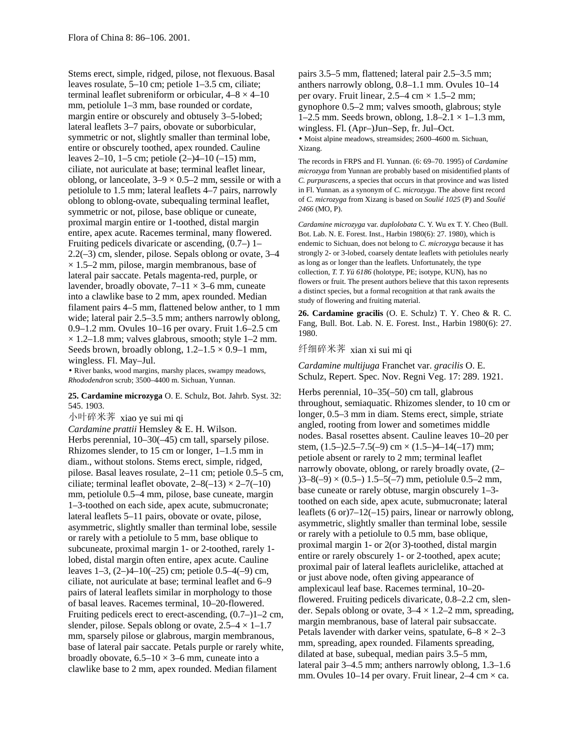Stems erect, simple, ridged, pilose, not flexuous. Basal leaves rosulate, 5–10 cm; petiole 1–3.5 cm, ciliate; terminal leaflet subreniform or orbicular, 4–8 × 4–10 mm, petiolule 1–3 mm, base rounded or cordate, margin entire or obscurely and obtusely 3–5-lobed; lateral leaflets 3–7 pairs, obovate or suborbicular, symmetric or not, slightly smaller than terminal lobe, entire or obscurely toothed, apex rounded. Cauline leaves 2–10, 1–5 cm; petiole (2–)4–10 (–15) mm, ciliate, not auriculate at base; terminal leaflet linear, oblong, or lanceolate, 3–9 × 0.5–2 mm, sessile or with a petiolule to 1.5 mm; lateral leaflets 4–7 pairs, narrowly oblong to oblong-ovate, subequaling terminal leaflet, symmetric or not, pilose, base oblique or cuneate, proximal margin entire or 1-toothed, distal margin entire, apex acute. Racemes terminal, many flowered. Fruiting pedicels divaricate or ascending, (0.7–) 1–2.2(–3) cm, slender, pilose. Sepals oblong or ovate, 3–4 × 1.5–2 mm, pilose, margin membranous, base of lateral pair saccate. Petals magenta-red, purple, or lavender, broadly obovate, 7–11 × 3–6 mm, cuneate into a clawlike base to 2 mm, apex rounded. Median filament pairs 4–5 mm, flattened below anther, to 1 mm wide; lateral pair 2.5–3.5 mm; anthers narrowly oblong, 0.9–1.2 mm. Ovules 10–16 per ovary. Fruit 1.6–2.5 cm × 1.2–1.8 mm; valves glabrous, smooth; style 1–2 mm. Seeds brown, broadly oblong, 1.2–1.5 × 0.9–1 mm, wingless. Fl. May–Jul.

• River banks, wood margins, marshy places, swampy meadows, *Rhododendron* scrub; 3500–4400 m. Sichuan, Yunnan.

**25. Cardamine microzyga** O. E. Schulz, Bot. Jahrb. Syst. 32: 545. 1903.

小叶碎米荠 xiao ye sui mi qi

*Cardamine prattii* Hemsley & E. H. Wilson.

Herbs perennial, 10–30(–45) cm tall, sparsely pilose. Rhizomes slender, to 15 cm or longer, 1–1.5 mm in diam., without stolons. Stems erect, simple, ridged, pilose. Basal leaves rosulate, 2–11 cm; petiole 0.5–5 cm, ciliate; terminal leaflet obovate, 2–8(–13) × 2–7(–10) mm, petiolule 0.5–4 mm, pilose, base cuneate, margin 1–3-toothed on each side, apex acute, submucronate; lateral leaflets 5–11 pairs, obovate or ovate, pilose, asymmetric, slightly smaller than terminal lobe, sessile or rarely with a petiolule to 5 mm, base oblique to subcuneate, proximal margin 1- or 2-toothed, rarely 1-lobed, distal margin often entire, apex acute. Cauline leaves 1–3, (2–)4–10(–25) cm; petiole 0.5–4(–9) cm, ciliate, not auriculate at base; terminal leaflet and 6–9 pairs of lateral leaflets similar in morphology to those of basal leaves. Racemes terminal, 10–20-flowered. Fruiting pedicels erect to erect-ascending, (0.7–)1–2 cm, slender, pilose. Sepals oblong or ovate, 2.5–4 × 1–1.7 mm, sparsely pilose or glabrous, margin membranous, base of lateral pair saccate. Petals purple or rarely white, broadly obovate, 6.5–10 × 3–6 mm, cuneate into a clawlike base to 2 mm, apex rounded. Median filament pairs 3.5–5 mm, flattened; lateral pair 2.5–3.5 mm; anthers narrowly oblong, 0.8–1.1 mm. Ovules 10–14 per ovary. Fruit linear, 2.5–4 cm × 1.5–2 mm; gynophore 0.5–2 mm; valves smooth, glabrous; style 1–2.5 mm. Seeds brown, oblong, 1.8–2.1 × 1–1.3 mm, wingless. Fl. (Apr–)Jun–Sep, fr. Jul–Oct.

• Moist alpine meadows, streamsides; 2600–4600 m. Sichuan, Xizang.

The records in FRPS and Fl. Yunnan. (6: 69–70. 1995) of *Cardamine microzyga* from Yunnan are probably based on misidentified plants of *C. purpurascens*, a species that occurs in that province and was listed in Fl. Yunnan. as a synonym of *C. microzyga*. The above first record of *C. microzyga* from Xizang is based on *Soulié 1025* (P) and *Soulié 2466* (MO, P).

*Cardamine microzyga* var. *duplolobata* C. Y. Wu ex T. Y. Cheo (Bull. Bot. Lab. N. E. Forest. Inst., Harbin 1980(6): 27. 1980), which is endemic to Sichuan, does not belong to *C. microzyga* because it has strongly 2- or 3-lobed, coarsely dentate leaflets with petiolules nearly as long as or longer than the leaflets. Unfortunately, the type collection, *T. T. Yü 6186* (holotype, PE; isotype, KUN), has no flowers or fruit. The present authors believe that this taxon represents a distinct species, but a formal recognition at that rank awaits the study of flowering and fruiting material.

**26. Cardamine gracilis** (O. E. Schulz) T. Y. Cheo & R. C. Fang, Bull. Bot. Lab. N. E. Forest. Inst., Harbin 1980(6): 27. 1980.

纤细碎米荠 xian xi sui mi qi

*Cardamine multijuga* Franchet var. *gracilis* O. E. Schulz, Repert. Spec. Nov. Regni Veg. 17: 289. 1921.

Herbs perennial, 10–35(–50) cm tall, glabrous throughout, semiaquatic. Rhizomes slender, to 10 cm or longer, 0.5–3 mm in diam. Stems erect, simple, striate angled, rooting from lower and sometimes middle nodes. Basal rosettes absent. Cauline leaves 10–20 per stem, (1.5–)2.5–7.5(–9) cm × (1.5–)4–14(–17) mm; petiole absent or rarely to 2 mm; terminal leaflet narrowly obovate, oblong, or rarely broadly ovate, (2–)3–8(–9) × (0.5–) 1.5–5(–7) mm, petiolule 0.5–2 mm, base cuneate or rarely obtuse, margin obscurely 1–3-toothed on each side, apex acute, submucronate; lateral leaflets (6 or)7–12(–15) pairs, linear or narrowly oblong, asymmetric, slightly smaller than terminal lobe, sessile or rarely with a petiolule to 0.5 mm, base oblique, proximal margin 1- or 2(or 3)-toothed, distal margin entire or rarely obscurely 1- or 2-toothed, apex acute; proximal pair of lateral leaflets auriclelike, attached at or just above node, often giving appearance of amplexicaul leaf base. Racemes terminal, 10–20-flowered. Fruiting pedicels divaricate, 0.8–2.2 cm, slender. Sepals oblong or ovate, 3–4 × 1.2–2 mm, spreading, margin membranous, base of lateral pair subsaccate. Petals lavender with darker veins, spatulate, 6–8 × 2–3 mm, spreading, apex rounded. Filaments spreading, dilated at base, subequal, median pairs 3.5–5 mm, lateral pair 3–4.5 mm; anthers narrowly oblong, 1.3–1.6 mm. Ovules 10–14 per ovary. Fruit linear, 2–4 cm × ca.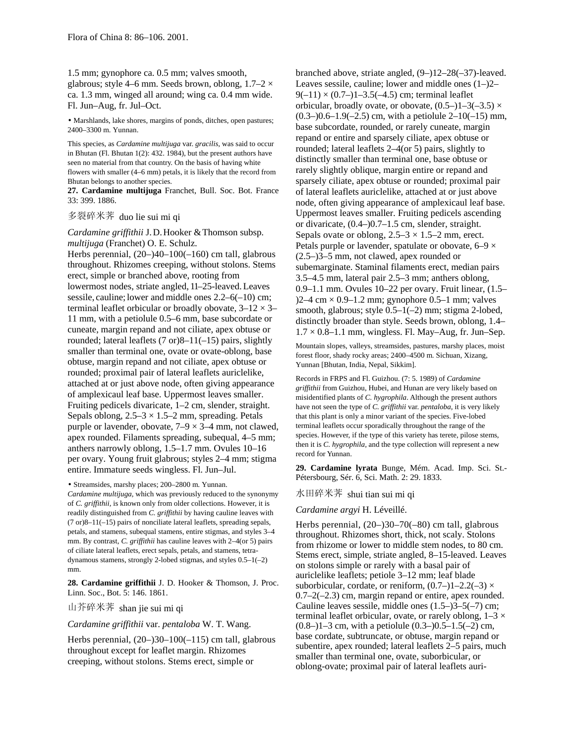1.5 mm; gynophore ca. 0.5 mm; valves smooth, glabrous; style 4–6 mm. Seeds brown, oblong, 1.7–2 × ca. 1.3 mm, winged all around; wing ca. 0.4 mm wide. Fl. Jun–Aug, fr. Jul–Oct.

• Marshlands, lake shores, margins of ponds, ditches, open pastures; 2400–3300 m. Yunnan.

This species, as *Cardamine multijuga* var. *gracilis*, was said to occur in Bhutan (Fl. Bhutan 1(2): 432. 1984), but the present authors have seen no material from that country. On the basis of having white flowers with smaller (4–6 mm) petals, it is likely that the record from Bhutan belongs to another species.

**27. Cardamine multijuga** Franchet, Bull. Soc. Bot. France 33: 399. 1886.

多裂碎米荠 duo lie sui mi qi

*Cardamine griffithii* J. D. Hooker & Thomson subsp. *multijuga* (Franchet) O. E. Schulz.

Herbs perennial, (20–)40–100(–160) cm tall, glabrous throughout. Rhizomes creeping, without stolons. Stems erect, simple or branched above, rooting from lowermost nodes, striate angled, 11–25-leaved. Leaves sessile, cauline; lower and middle ones 2.2–6(–10) cm; terminal leaflet orbicular or broadly obovate, 3–12 × 3–11 mm, with a petiolule 0.5–6 mm, base subcordate or cuneate, margin repand and not ciliate, apex obtuse or rounded; lateral leaflets (7 or)8–11(–15) pairs, slightly smaller than terminal one, ovate or ovate-oblong, base obtuse, margin repand and not ciliate, apex obtuse or rounded; proximal pair of lateral leaflets auriclelike, attached at or just above node, often giving appearance of amplexicaul leaf base. Uppermost leaves smaller. Fruiting pedicels divaricate, 1–2 cm, slender, straight. Sepals oblong, 2.5–3 × 1.5–2 mm, spreading. Petals purple or lavender, obovate, 7–9 × 3–4 mm, not clawed, apex rounded. Filaments spreading, subequal, 4–5 mm; anthers narrowly oblong, 1.5–1.7 mm. Ovules 10–16 per ovary. Young fruit glabrous; styles 2–4 mm; stigma entire. Immature seeds wingless. Fl. Jun–Jul.

• Streamsides, marshy places; 200–2800 m. Yunnan.

*Cardamine multijuga*, which was previously reduced to the synonymy of *C. griffithii*, is known only from older collections. However, it is readily distinguished from *C. griffithii* by having cauline leaves with (7 or)8–11(–15) pairs of nonciliate lateral leaflets, spreading sepals, petals, and stamens, subequal stamens, entire stigmas, and styles 3–4 mm. By contrast, *C. griffithii* has cauline leaves with 2–4(or 5) pairs of ciliate lateral leaflets, erect sepals, petals, and stamens, tetradynamous stamens, strongly 2-lobed stigmas, and styles 0.5–1(–2) mm.

**28. Cardamine griffithii** J. D. Hooker & Thomson, J. Proc. Linn. Soc., Bot. 5: 146. 1861.

山芥碎米荠 shan jie sui mi qi

*Cardamine griffithii* var. *pentaloba* W. T. Wang.

Herbs perennial, (20–)30–100(–115) cm tall, glabrous throughout except for leaflet margin. Rhizomes creeping, without stolons. Stems erect, simple or branched above, striate angled, (9–)12–28(–37)-leaved. Leaves sessile, cauline; lower and middle ones (1–)2–9(–11) × (0.7–)1–3.5(–4.5) cm; terminal leaflet orbicular, broadly ovate, or obovate, (0.5–)1–3(–3.5) × (0.3–)0.6–1.9(–2.5) cm, with a petiolule 2–10(–15) mm, base subcordate, rounded, or rarely cuneate, margin repand or entire and sparsely ciliate, apex obtuse or rounded; lateral leaflets 2–4(or 5) pairs, slightly to distinctly smaller than terminal one, base obtuse or rarely slightly oblique, margin entire or repand and sparsely ciliate, apex obtuse or rounded; proximal pair of lateral leaflets auriclelike, attached at or just above node, often giving appearance of amplexicaul leaf base. Uppermost leaves smaller. Fruiting pedicels ascending or divaricate, (0.4–)0.7–1.5 cm, slender, straight. Sepals ovate or oblong, 2.5–3 × 1.5–2 mm, erect. Petals purple or lavender, spatulate or obovate, 6–9 × (2.5–)3–5 mm, not clawed, apex rounded or subemarginate. Staminal filaments erect, median pairs 3.5–4.5 mm, lateral pair 2.5–3 mm; anthers oblong, 0.9–1.1 mm. Ovules 10–22 per ovary. Fruit linear, (1.5–)2–4 cm × 0.9–1.2 mm; gynophore 0.5–1 mm; valves smooth, glabrous; style 0.5–1(–2) mm; stigma 2-lobed, distinctly broader than style. Seeds brown, oblong, 1.4–1.7 × 0.8–1.1 mm, wingless. Fl. May–Aug, fr. Jun–Sep.

Mountain slopes, valleys, streamsides, pastures, marshy places, moist forest floor, shady rocky areas; 2400–4500 m. Sichuan, Xizang, Yunnan [Bhutan, India, Nepal, Sikkim].

Records in FRPS and Fl. Guizhou. (7: 5. 1989) of *Cardamine griffithii* from Guizhou, Hubei, and Hunan are very likely based on misidentified plants of *C. hygrophila*. Although the present authors have not seen the type of *C. griffithii* var. *pentaloba*, it is very likely that this plant is only a minor variant of the species. Five-lobed terminal leaflets occur sporadically throughout the range of the species. However, if the type of this variety has terete, pilose stems, then it is *C. hygrophila*, and the type collection will represent a new record for Yunnan.

**29. Cardamine lyrata** Bunge, Mém. Acad. Imp. Sci. St.-Pétersbourg, Sér. 6, Sci. Math. 2: 29. 1833.

水田碎米荠 shui tian sui mi qi

*Cardamine argyi* H. Léveillé.

Herbs perennial, (20–)30–70(–80) cm tall, glabrous throughout. Rhizomes short, thick, not scaly. Stolons from rhizome or lower to middle stem nodes, to 80 cm. Stems erect, simple, striate angled, 8–15-leaved. Leaves on stolons simple or rarely with a basal pair of auriclelike leaflets; petiole 3–12 mm; leaf blade suborbicular, cordate, or reniform, (0.7–)1–2.2(–3) × 0.7–2(–2.3) cm, margin repand or entire, apex rounded. Cauline leaves sessile, middle ones (1.5–)3–5(–7) cm; terminal leaflet orbicular, ovate, or rarely oblong, 1–3 × (0.8–)1–3 cm, with a petiolule (0.3–)0.5–1.5(–2) cm, base cordate, subtruncate, or obtuse, margin repand or subentire, apex rounded; lateral leaflets 2–5 pairs, much smaller than terminal one, ovate, suborbicular, or oblong-ovate; proximal pair of lateral leaflets auri-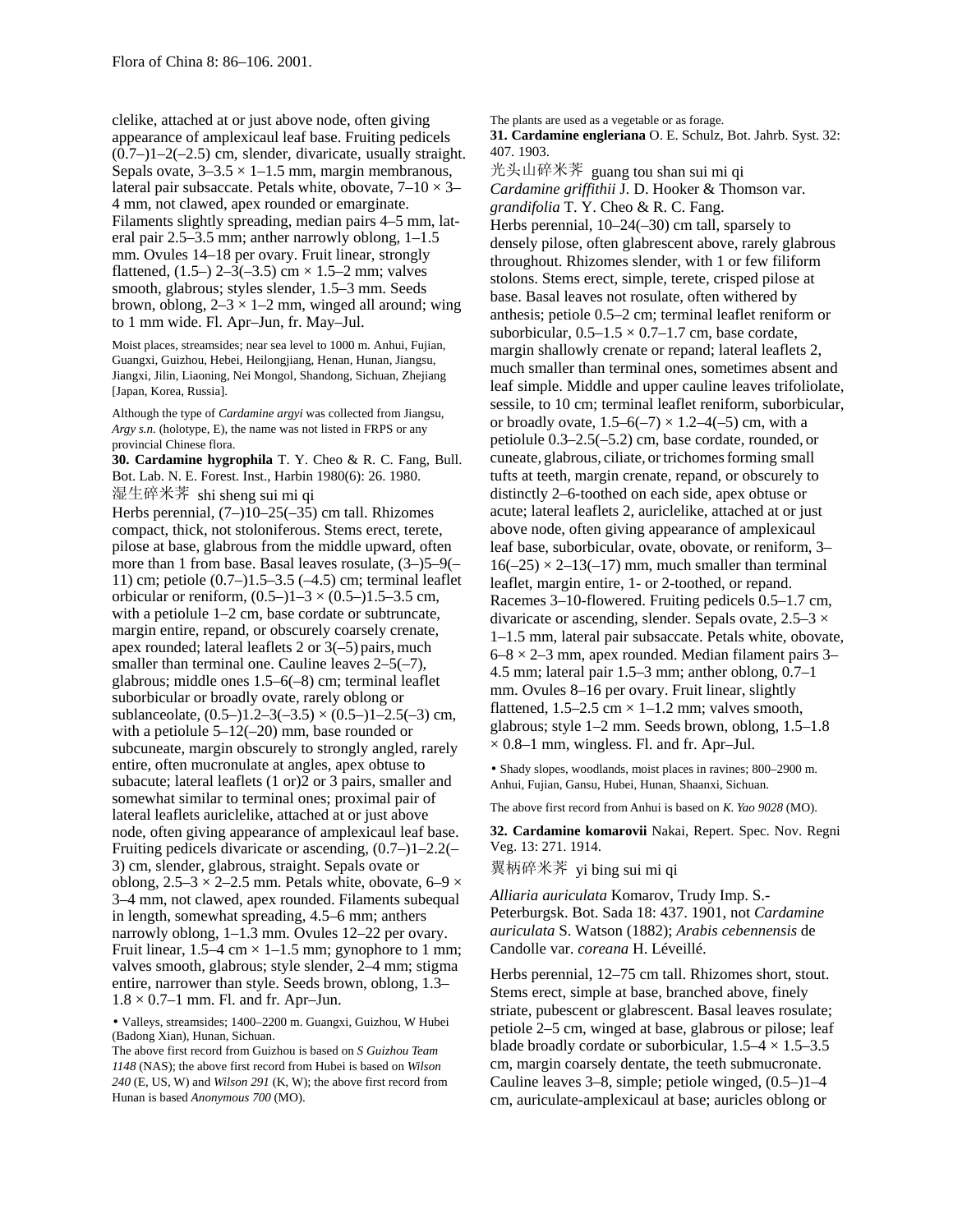clelike, attached at or just above node, often giving appearance of amplexicaul leaf base. Fruiting pedicels (0.7–)1–2(–2.5) cm, slender, divaricate, usually straight. Sepals ovate, 3–3.5 × 1–1.5 mm, margin membranous, lateral pair subsaccate. Petals white, obovate, 7–10 × 3–4 mm, not clawed, apex rounded or emarginate. Filaments slightly spreading, median pairs 4–5 mm, lateral pair 2.5–3.5 mm; anther narrowly oblong, 1–1.5 mm. Ovules 14–18 per ovary. Fruit linear, strongly flattened, (1.5–) 2–3(–3.5) cm × 1.5–2 mm; valves smooth, glabrous; styles slender, 1.5–3 mm. Seeds brown, oblong, 2–3 × 1–2 mm, winged all around; wing to 1 mm wide. Fl. Apr–Jun, fr. May–Jul.

Moist places, streamsides; near sea level to 1000 m. Anhui, Fujian, Guangxi, Guizhou, Hebei, Heilongjiang, Henan, Hunan, Jiangsu, Jiangxi, Jilin, Liaoning, Nei Mongol, Shandong, Sichuan, Zhejiang [Japan, Korea, Russia].

Although the type of *Cardamine argyi* was collected from Jiangsu, *Argy s.n.* (holotype, E), the name was not listed in FRPS or any provincial Chinese flora.

**30. Cardamine hygrophila** T. Y. Cheo & R. C. Fang, Bull. Bot. Lab. N. E. Forest. Inst., Harbin 1980(6): 26. 1980.

湿生碎米荠 shi sheng sui mi qi

Herbs perennial, (7–)10–25(–35) cm tall. Rhizomes compact, thick, not stoloniferous. Stems erect, terete, pilose at base, glabrous from the middle upward, often more than 1 from base. Basal leaves rosulate, (3–)5–9(–11) cm; petiole (0.7–)1.5–3.5 (–4.5) cm; terminal leaflet orbicular or reniform, (0.5–)1–3 × (0.5–)1.5–3.5 cm, with a petiolule 1–2 cm, base cordate or subtruncate, margin entire, repand, or obscurely coarsely crenate, apex rounded; lateral leaflets 2 or 3(–5) pairs, much smaller than terminal one. Cauline leaves 2–5(–7), glabrous; middle ones 1.5–6(–8) cm; terminal leaflet suborbicular or broadly ovate, rarely oblong or sublanceolate, (0.5–)1.2–3(–3.5) × (0.5–)1–2.5(–3) cm, with a petiolule 5–12(–20) mm, base rounded or subcuneate, margin obscurely to strongly angled, rarely entire, often mucronulate at angles, apex obtuse to subacute; lateral leaflets (1 or)2 or 3 pairs, smaller and somewhat similar to terminal ones; proximal pair of lateral leaflets auriclelike, attached at or just above node, often giving appearance of amplexicaul leaf base. Fruiting pedicels divaricate or ascending, (0.7–)1–2.2(–3) cm, slender, glabrous, straight. Sepals ovate or oblong, 2.5–3 × 2–2.5 mm. Petals white, obovate, 6–9 × 3–4 mm, not clawed, apex rounded. Filaments subequal in length, somewhat spreading, 4.5–6 mm; anthers narrowly oblong, 1–1.3 mm. Ovules 12–22 per ovary. Fruit linear, 1.5–4 cm × 1–1.5 mm; gynophore to 1 mm; valves smooth, glabrous; style slender, 2–4 mm; stigma entire, narrower than style. Seeds brown, oblong, 1.3–1.8 × 0.7–1 mm. Fl. and fr. Apr–Jun.

• Valleys, streamsides; 1400–2200 m. Guangxi, Guizhou, W Hubei (Badong Xian), Hunan, Sichuan.

The above first record from Guizhou is based on *S Guizhou Team 1148* (NAS); the above first record from Hubei is based on *Wilson 240* (E, US, W) and *Wilson 291* (K, W); the above first record from Hunan is based *Anonymous 700* (MO).

The plants are used as a vegetable or as forage.

**31. Cardamine engleriana** O. E. Schulz, Bot. Jahrb. Syst. 32: 407. 1903.

光头山碎米荠 guang tou shan sui mi qi

*Cardamine griffithii* J. D. Hooker & Thomson var. *grandifolia* T. Y. Cheo & R. C. Fang.

Herbs perennial, 10–24(–30) cm tall, sparsely to densely pilose, often glabrescent above, rarely glabrous throughout. Rhizomes slender, with 1 or few filiform stolons. Stems erect, simple, terete, crisped pilose at base. Basal leaves not rosulate, often withered by anthesis; petiole 0.5–2 cm; terminal leaflet reniform or suborbicular, 0.5–1.5 × 0.7–1.7 cm, base cordate, margin shallowly crenate or repand; lateral leaflets 2, much smaller than terminal ones, sometimes absent and leaf simple. Middle and upper cauline leaves trifoliolate, sessile, to 10 cm; terminal leaflet reniform, suborbicular, or broadly ovate, 1.5–6(–7) × 1.2–4(–5) cm, with a petiolule 0.3–2.5(–5.2) cm, base cordate, rounded, or cuneate, glabrous, ciliate, or trichomes forming small tufts at teeth, margin crenate, repand, or obscurely to distinctly 2–6-toothed on each side, apex obtuse or acute; lateral leaflets 2, auriclelike, attached at or just above node, often giving appearance of amplexicaul leaf base, suborbicular, ovate, obovate, or reniform, 3–16(–25) × 2–13(–17) mm, much smaller than terminal leaflet, margin entire, 1- or 2-toothed, or repand. Racemes 3–10-flowered. Fruiting pedicels 0.5–1.7 cm, divaricate or ascending, slender. Sepals ovate, 2.5–3 × 1–1.5 mm, lateral pair subsaccate. Petals white, obovate, 6–8 × 2–3 mm, apex rounded. Median filament pairs 3–4.5 mm; lateral pair 1.5–3 mm; anther oblong, 0.7–1 mm. Ovules 8–16 per ovary. Fruit linear, slightly flattened, 1.5–2.5 cm × 1–1.2 mm; valves smooth, glabrous; style 1–2 mm. Seeds brown, oblong, 1.5–1.8 × 0.8–1 mm, wingless. Fl. and fr. Apr–Jul.

• Shady slopes, woodlands, moist places in ravines; 800–2900 m. Anhui, Fujian, Gansu, Hubei, Hunan, Shaanxi, Sichuan.

The above first record from Anhui is based on *K. Yao 9028* (MO).

**32. Cardamine komarovii** Nakai, Repert. Spec. Nov. Regni Veg. 13: 271. 1914.

翼柄碎米荠 yi bing sui mi qi

*Alliaria auriculata* Komarov, Trudy Imp. S.-Peterburgsk. Bot. Sada 18: 437. 1901, not *Cardamine auriculata* S. Watson (1882); *Arabis cebennensis* de Candolle var. *coreana* H. Léveillé.

Herbs perennial, 12–75 cm tall. Rhizomes short, stout. Stems erect, simple at base, branched above, finely striate, pubescent or glabrescent. Basal leaves rosulate; petiole 2–5 cm, winged at base, glabrous or pilose; leaf blade broadly cordate or suborbicular, 1.5–4 × 1.5–3.5 cm, margin coarsely dentate, the teeth submucronate. Cauline leaves 3–8, simple; petiole winged, (0.5–)1–4 cm, auriculate-amplexicaul at base; auricles oblong or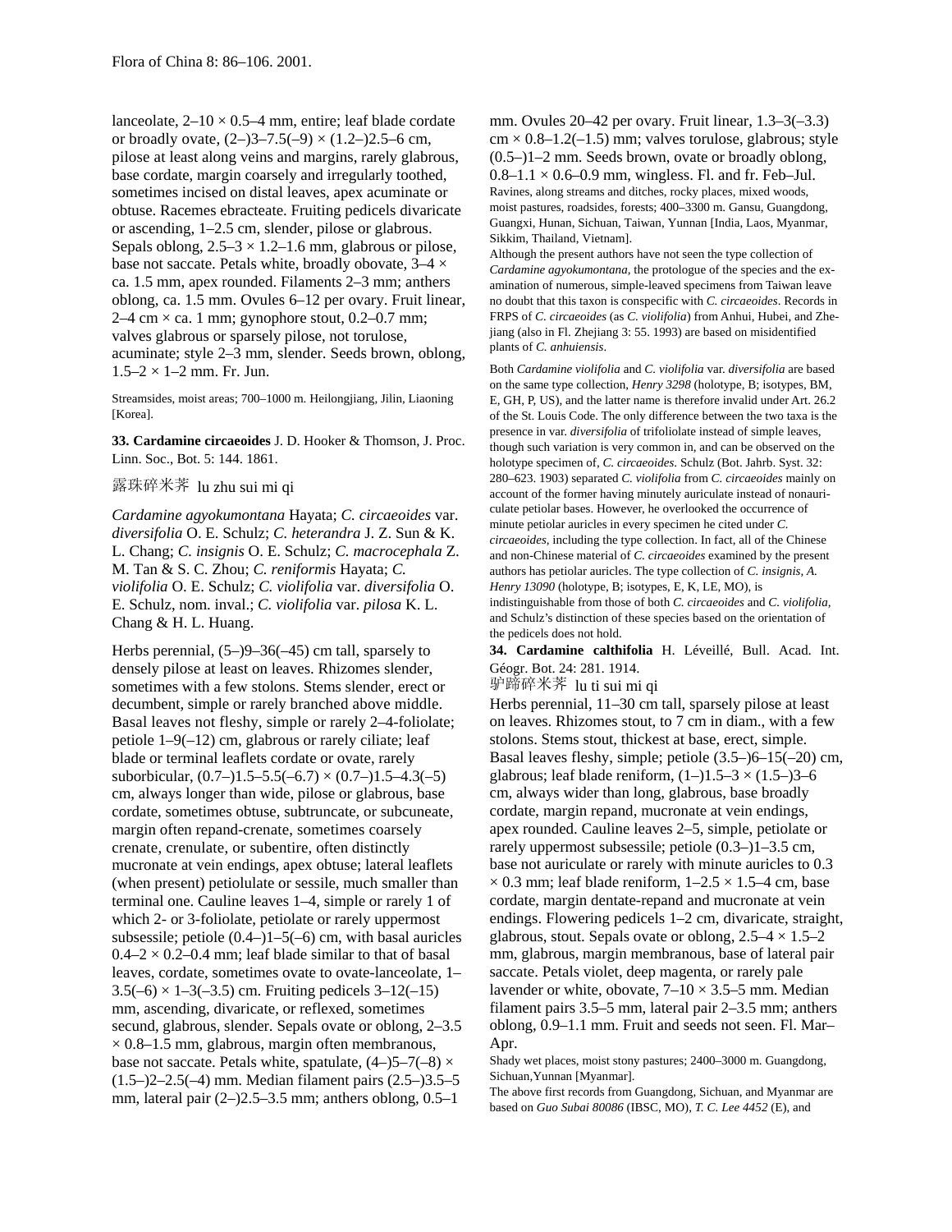lanceolate, 2–10 × 0.5–4 mm, entire; leaf blade cordate or broadly ovate, (2–)3–7.5(–9) × (1.2–)2.5–6 cm, pilose at least along veins and margins, rarely glabrous, base cordate, margin coarsely and irregularly toothed, sometimes incised on distal leaves, apex acuminate or obtuse. Racemes ebracteate. Fruiting pedicels divaricate or ascending, 1–2.5 cm, slender, pilose or glabrous. Sepals oblong, 2.5–3 × 1.2–1.6 mm, glabrous or pilose, base not saccate. Petals white, broadly obovate, 3–4 × ca. 1.5 mm, apex rounded. Filaments 2–3 mm; anthers oblong, ca. 1.5 mm. Ovules 6–12 per ovary. Fruit linear, 2–4 cm × ca. 1 mm; gynophore stout, 0.2–0.7 mm; valves glabrous or sparsely pilose, not torulose, acuminate; style 2–3 mm, slender. Seeds brown, oblong, 1.5–2 × 1–2 mm. Fr. Jun.

Streamsides, moist areas; 700–1000 m. Heilongjiang, Jilin, Liaoning [Korea].

**33. Cardamine circaeoides** J. D. Hooker & Thomson, J. Proc. Linn. Soc., Bot. 5: 144. 1861.

露珠碎米荠 lu zhu sui mi qi

*Cardamine agyokumontana* Hayata; *C. circaeoides* var. *diversifolia* O. E. Schulz; *C. heterandra* J. Z. Sun & K. L. Chang; *C. insignis* O. E. Schulz; *C. macrocephala* Z. M. Tan & S. C. Zhou; *C. reniformis* Hayata; *C. violifolia* O. E. Schulz; *C. violifolia* var. *diversifolia* O. E. Schulz, nom. inval.; *C. violifolia* var. *pilosa* K. L. Chang & H. L. Huang.

Herbs perennial, (5–)9–36(–45) cm tall, sparsely to densely pilose at least on leaves. Rhizomes slender, sometimes with a few stolons. Stems slender, erect or decumbent, simple or rarely branched above middle. Basal leaves not fleshy, simple or rarely 2–4-foliolate; petiole 1–9(–12) cm, glabrous or rarely ciliate; leaf blade or terminal leaflets cordate or ovate, rarely suborbicular, (0.7–)1.5–5.5(–6.7) × (0.7–)1.5–4.3(–5) cm, always longer than wide, pilose or glabrous, base cordate, sometimes obtuse, subtruncate, or subcuneate, margin often repand-crenate, sometimes coarsely crenate, crenulate, or subentire, often distinctly mucronate at vein endings, apex obtuse; lateral leaflets (when present) petiolulate or sessile, much smaller than terminal one. Cauline leaves 1–4, simple or rarely 1 of which 2- or 3-foliolate, petiolate or rarely uppermost subsessile; petiole (0.4–)1–5(–6) cm, with basal auricles 0.4–2 × 0.2–0.4 mm; leaf blade similar to that of basal leaves, cordate, sometimes ovate to ovate-lanceolate, 1–3.5(–6) × 1–3(–3.5) cm. Fruiting pedicels 3–12(–15) mm, ascending, divaricate, or reflexed, sometimes secund, glabrous, slender. Sepals ovate or oblong, 2–3.5 × 0.8–1.5 mm, glabrous, margin often membranous, base not saccate. Petals white, spatulate, (4–)5–7(–8) × (1.5–)2–2.5(–4) mm. Median filament pairs (2.5–)3.5–5 mm, lateral pair (2–)2.5–3.5 mm; anthers oblong, 0.5–1 mm. Ovules 20–42 per ovary. Fruit linear, 1.3–3(–3.3) cm × 0.8–1.2(–1.5) mm; valves torulose, glabrous; style (0.5–)1–2 mm. Seeds brown, ovate or broadly oblong, 0.8–1.1 × 0.6–0.9 mm, wingless. Fl. and fr. Feb–Jul.

Ravines, along streams and ditches, rocky places, mixed woods, moist pastures, roadsides, forests; 400–3300 m. Gansu, Guangdong, Guangxi, Hunan, Sichuan, Taiwan, Yunnan [India, Laos, Myanmar, Sikkim, Thailand, Vietnam].

Although the present authors have not seen the type collection of *Cardamine agyokumontana,* the protologue of the species and the examination of numerous, simple-leaved specimens from Taiwan leave no doubt that this taxon is conspecific with *C. circaeoides*. Records in FRPS of *C. circaeoides* (as *C. violifolia*) from Anhui, Hubei, and Zhejiang (also in Fl. Zhejiang 3: 55. 1993) are based on misidentified plants of *C. anhuiensis*.

Both *Cardamine violifolia* and *C. violifolia* var. *diversifolia* are based on the same type collection, *Henry 3298* (holotype, B; isotypes, BM, E, GH, P, US), and the latter name is therefore invalid under Art. 26.2 of the St. Louis Code. The only difference between the two taxa is the presence in var. *diversifolia* of trifoliolate instead of simple leaves, though such variation is very common in, and can be observed on the holotype specimen of, *C. circaeoides*. Schulz (Bot. Jahrb. Syst. 32: 280–623. 1903) separated *C. violifolia* from *C. circaeoides* mainly on account of the former having minutely auriculate instead of nonauriculate petiolar bases. However, he overlooked the occurrence of minute petiolar auricles in every specimen he cited under *C. circaeoides,* including the type collection. In fact, all of the Chinese and non-Chinese material of *C. circaeoides* examined by the present authors has petiolar auricles. The type collection of *C. insignis, A. Henry 13090* (holotype, B; isotypes, E, K, LE, MO), is indistinguishable from those of both *C. circaeoides* and *C. violifolia,* and Schulz's distinction of these species based on the orientation of the pedicels does not hold.

**34. Cardamine calthifolia** H. Léveillé, Bull. Acad. Int. Géogr. Bot. 24: 281. 1914.

驴蹄碎米荠 lu ti sui mi qi

Herbs perennial, 11–30 cm tall, sparsely pilose at least on leaves. Rhizomes stout, to 7 cm in diam., with a few stolons. Stems stout, thickest at base, erect, simple. Basal leaves fleshy, simple; petiole (3.5–)6–15(–20) cm, glabrous; leaf blade reniform, (1–)1.5–3 × (1.5–)3–6 cm, always wider than long, glabrous, base broadly cordate, margin repand, mucronate at vein endings, apex rounded. Cauline leaves 2–5, simple, petiolate or rarely uppermost subsessile; petiole (0.3–)1–3.5 cm, base not auriculate or rarely with minute auricles to 0.3 × 0.3 mm; leaf blade reniform, 1–2.5 × 1.5–4 cm, base cordate, margin dentate-repand and mucronate at vein endings. Flowering pedicels 1–2 cm, divaricate, straight, glabrous, stout. Sepals ovate or oblong, 2.5–4 × 1.5–2 mm, glabrous, margin membranous, base of lateral pair saccate. Petals violet, deep magenta, or rarely pale lavender or white, obovate, 7–10 × 3.5–5 mm. Median filament pairs 3.5–5 mm, lateral pair 2–3.5 mm; anthers oblong, 0.9–1.1 mm. Fruit and seeds not seen. Fl. Mar–Apr.

Shady wet places, moist stony pastures; 2400–3000 m. Guangdong, Sichuan, Yunnan [Myanmar].

The above first records from Guangdong, Sichuan, and Myanmar are based on *Guo Subai 80086* (IBSC, MO), *T. C. Lee 4452* (E), and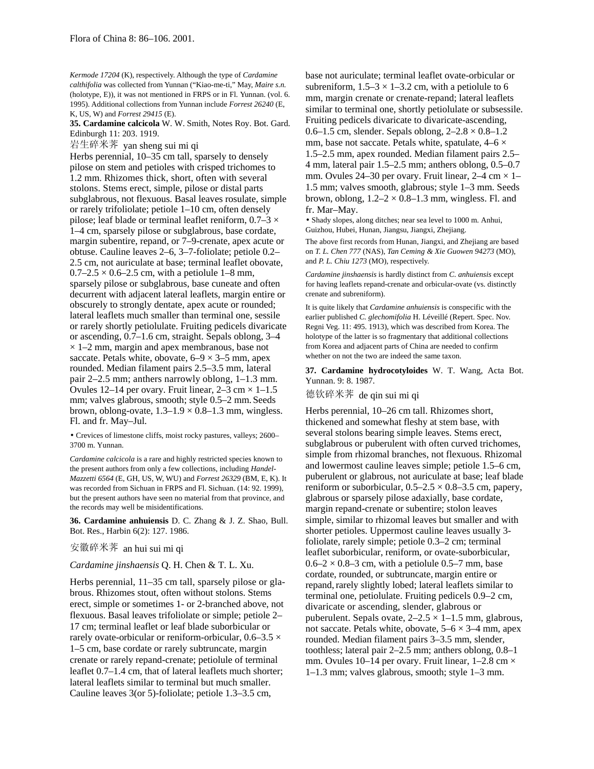*Kermode 17204* (K), respectively. Although the type of *Cardamine calthifolia* was collected from Yunnan ("Kiao-me-ti," May, *Maire s.n.* (holotype, E)), it was not mentioned in FRPS or in Fl. Yunnan. (vol. 6. 1995). Additional collections from Yunnan include *Forrest 26240* (E, K, US, W) and *Forrest 29415* (E).

**35. Cardamine calcicola** W. W. Smith, Notes Roy. Bot. Gard. Edinburgh 11: 203. 1919.

岩生碎米荠 yan sheng sui mi qi

Herbs perennial, 10–35 cm tall, sparsely to densely pilose on stem and petioles with crisped trichomes to 1.2 mm. Rhizomes thick, short, often with several stolons. Stems erect, simple, pilose or distal parts subglabrous, not flexuous. Basal leaves rosulate, simple or rarely trifoliolate; petiole 1–10 cm, often densely pilose; leaf blade or terminal leaflet reniform, 0.7–3 × 1–4 cm, sparsely pilose or subglabrous, base cordate, margin subentire, repand, or 7–9-crenate, apex acute or obtuse. Cauline leaves 2–6, 3–7-foliolate; petiole 0.2–2.5 cm, not auriculate at base; terminal leaflet obovate, 0.7–2.5 × 0.6–2.5 cm, with a petiolule 1–8 mm, sparsely pilose or subglabrous, base cuneate and often decurrent with adjacent lateral leaflets, margin entire or obscurely to strongly dentate, apex acute or rounded; lateral leaflets much smaller than terminal one, sessile or rarely shortly petiolulate. Fruiting pedicels divaricate or ascending, 0.7–1.6 cm, straight. Sepals oblong, 3–4 × 1–2 mm, margin and apex membranous, base not saccate. Petals white, obovate, 6–9 × 3–5 mm, apex rounded. Median filament pairs 2.5–3.5 mm, lateral pair 2–2.5 mm; anthers narrowly oblong, 1–1.3 mm. Ovules 12–14 per ovary. Fruit linear, 2–3 cm × 1–1.5 mm; valves glabrous, smooth; style 0.5–2 mm. Seeds brown, oblong-ovate, 1.3–1.9 × 0.8–1.3 mm, wingless. Fl. and fr. May–Jul.

• Crevices of limestone cliffs, moist rocky pastures, valleys; 2600–3700 m. Yunnan.

*Cardamine calcicola* is a rare and highly restricted species known to the present authors from only a few collections, including *Handel-Mazzetti 6564* (E, GH, US, W, WU) and *Forrest 26329* (BM, E, K). It was recorded from Sichuan in FRPS and Fl. Sichuan. (14: 92. 1999), but the present authors have seen no material from that province, and the records may well be misidentifications.

**36. Cardamine anhuiensis** D. C. Zhang & J. Z. Shao, Bull. Bot. Res., Harbin 6(2): 127. 1986.

安徽碎米荠 an hui sui mi qi

*Cardamine jinshaensis* Q. H. Chen & T. L. Xu.

Herbs perennial, 11–35 cm tall, sparsely pilose or glabrous. Rhizomes stout, often without stolons. Stems erect, simple or sometimes 1- or 2-branched above, not flexuous. Basal leaves trifoliolate or simple; petiole 2–17 cm; terminal leaflet or leaf blade suborbicular or rarely ovate-orbicular or reniform-orbicular, 0.6–3.5 × 1–5 cm, base cordate or rarely subtruncate, margin crenate or rarely repand-crenate; petiolule of terminal leaflet 0.7–1.4 cm, that of lateral leaflets much shorter; lateral leaflets similar to terminal but much smaller. Cauline leaves 3(or 5)-foliolate; petiole 1.3–3.5 cm, base not auriculate; terminal leaflet ovate-orbicular or subreniform, 1.5–3 × 1–3.2 cm, with a petiolule to 6 mm, margin crenate or crenate-repand; lateral leaflets similar to terminal one, shortly petiolulate or subsessile. Fruiting pedicels divaricate to divaricate-ascending, 0.6–1.5 cm, slender. Sepals oblong, 2–2.8 × 0.8–1.2 mm, base not saccate. Petals white, spatulate, 4–6 × 1.5–2.5 mm, apex rounded. Median filament pairs 2.5–4 mm, lateral pair 1.5–2.5 mm; anthers oblong, 0.5–0.7 mm. Ovules 24–30 per ovary. Fruit linear, 2–4 cm × 1–1.5 mm; valves smooth, glabrous; style 1–3 mm. Seeds brown, oblong, 1.2–2 × 0.8–1.3 mm, wingless. Fl. and fr. Mar–May.

• Shady slopes, along ditches; near sea level to 1000 m. Anhui, Guizhou, Hubei, Hunan, Jiangsu, Jiangxi, Zhejiang.

The above first records from Hunan, Jiangxi, and Zhejiang are based on *T. L. Chen 777* (NAS), *Tan Ceming & Xie Guowen 94273* (MO), and *P. L. Chiu 1273* (MO), respectively.

*Cardamine jinshaensis* is hardly distinct from *C. anhuiensis* except for having leaflets repand-crenate and orbicular-ovate (vs. distinctly crenate and subreniform).

It is quite likely that *Cardamine anhuiensis* is conspecific with the earlier published *C. glechomifolia* H. Léveillé (Repert. Spec. Nov. Regni Veg. 11: 495. 1913), which was described from Korea. The holotype of the latter is so fragmentary that additional collections from Korea and adjacent parts of China are needed to confirm whether on not the two are indeed the same taxon.

**37. Cardamine hydrocotyloides** W. T. Wang, Acta Bot. Yunnan. 9: 8. 1987.

德钦碎米荠 de qin sui mi qi

Herbs perennial, 10–26 cm tall. Rhizomes short, thickened and somewhat fleshy at stem base, with several stolons bearing simple leaves. Stems erect, subglabrous or puberulent with often curved trichomes, simple from rhizomal branches, not flexuous. Rhizomal and lowermost cauline leaves simple; petiole 1.5–6 cm, puberulent or glabrous, not auriculate at base; leaf blade reniform or suborbicular, 0.5–2.5 × 0.8–3.5 cm, papery, glabrous or sparsely pilose adaxially, base cordate, margin repand-crenate or subentire; stolon leaves simple, similar to rhizomal leaves but smaller and with shorter petioles. Uppermost cauline leaves usually 3-foliolate, rarely simple; petiole 0.3–2 cm; terminal leaflet suborbicular, reniform, or ovate-suborbicular, 0.6–2 × 0.8–3 cm, with a petiolule 0.5–7 mm, base cordate, rounded, or subtruncate, margin entire or repand, rarely slightly lobed; lateral leaflets similar to terminal one, petiolulate. Fruiting pedicels 0.9–2 cm, divaricate or ascending, slender, glabrous or puberulent. Sepals ovate, 2–2.5 × 1–1.5 mm, glabrous, not saccate. Petals white, obovate, 5–6 × 3–4 mm, apex rounded. Median filament pairs 3–3.5 mm, slender, toothless; lateral pair 2–2.5 mm; anthers oblong, 0.8–1 mm. Ovules 10–14 per ovary. Fruit linear, 1–2.8 cm × 1–1.3 mm; valves glabrous, smooth; style 1–3 mm.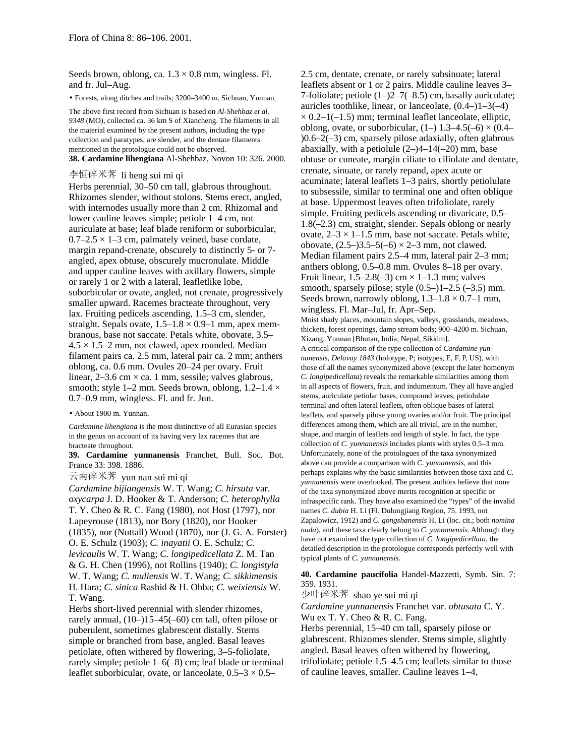Seeds brown, oblong, ca. 1.3 × 0.8 mm, wingless. Fl. and fr. Jul–Aug.

• Forests, along ditches and trails; 3200–3400 m. Sichuan, Yunnan.

The above first record from Sichuan is based on *Al-Shehbaz et al. 9348* (MO), collected ca. 36 km S of Xiancheng. The filaments in all the material examined by the present authors, including the type collection and paratypes, are slender, and the dentate filaments mentioned in the protologue could not be observed.

**38. Cardamine lihengiana** Al-Shehbaz, Novon 10: 326. 2000.

李恒碎米荠 li heng sui mi qi

Herbs perennial, 30–50 cm tall, glabrous throughout. Rhizomes slender, without stolons. Stems erect, angled, with internodes usually more than 2 cm. Rhizomal and lower cauline leaves simple; petiole 1–4 cm, not auriculate at base; leaf blade reniform or suborbicular, 0.7–2.5 × 1–3 cm, palmately veined, base cordate, margin repand-crenate, obscurely to distinctly 5- or 7-angled, apex obtuse, obscurely mucronulate. Middle and upper cauline leaves with axillary flowers, simple or rarely 1 or 2 with a lateral, leafletlike lobe, suborbicular or ovate, angled, not crenate, progressively smaller upward. Racemes bracteate throughout, very lax. Fruiting pedicels ascending, 1.5–3 cm, slender, straight. Sepals ovate, 1.5–1.8 × 0.9–1 mm, apex membranous, base not saccate. Petals white, obovate, 3.5–4.5 × 1.5–2 mm, not clawed, apex rounded. Median filament pairs ca. 2.5 mm, lateral pair ca. 2 mm; anthers oblong, ca. 0.6 mm. Ovules 20–24 per ovary. Fruit linear, 2–3.6 cm × ca. 1 mm, sessile; valves glabrous, smooth; style 1–2 mm. Seeds brown, oblong, 1.2–1.4 × 0.7–0.9 mm, wingless. Fl. and fr. Jun.

• About 1900 m. Yunnan.

*Cardamine lihengiana* is the most distinctive of all Eurasian species in the genus on account of its having very lax racemes that are bracteate throughout.

**39. Cardamine yunnanensis** Franchet, Bull. Soc. Bot. France 33: 398. 1886.

云南碎米荠 yun nan sui mi qi

*Cardamine bijiangensis* W. T. Wang; *C. hirsuta* var. *oxycarpa* J. D. Hooker & T. Anderson; *C. heterophylla* T. Y. Cheo & R. C. Fang (1980), not Host (1797), nor Lapeyrouse (1813), nor Bory (1820), nor Hooker (1835), nor (Nuttall) Wood (1870), nor (J. G. A. Forster) O. E. Schulz (1903); *C. inayatii* O. E. Schulz; *C. levicaulis* W. T. Wang; *C. longipedicellata* Z. M. Tan & G. H. Chen (1996), not Rollins (1940); *C. longistyla* W. T. Wang; *C. muliensis* W. T. Wang; *C. sikkimensis* H. Hara; *C. sinica* Rashid & H. Ohba; *C. weixiensis* W. T. Wang.

Herbs short-lived perennial with slender rhizomes, rarely annual, (10–)15–45(–60) cm tall, often pilose or puberulent, sometimes glabrescent distally. Stems simple or branched from base, angled. Basal leaves petiolate, often withered by flowering, 3–5-foliolate, rarely simple; petiole 1–6(–8) cm; leaf blade or terminal leaflet suborbicular, ovate, or lanceolate, 0.5–3 × 0.5–2.5 cm, dentate, crenate, or rarely subsinuate; lateral leaflets absent or 1 or 2 pairs. Middle cauline leaves 3–7-foliolate; petiole (1–)2–7(–8.5) cm, basally auriculate; auricles toothlike, linear, or lanceolate, (0.4–)1–3(–4) × 0.2–1(–1.5) mm; terminal leaflet lanceolate, elliptic, oblong, ovate, or suborbicular, (1–) 1.3–4.5(–6) × (0.4–)0.6–2(–3) cm, sparsely pilose adaxially, often glabrous abaxially, with a petiolule (2–)4–14(–20) mm, base obtuse or cuneate, margin ciliate to ciliolate and dentate, crenate, sinuate, or rarely repand, apex acute or acuminate; lateral leaflets 1–3 pairs, shortly petiolulate to subsessile, similar to terminal one and often oblique at base. Uppermost leaves often trifoliolate, rarely simple. Fruiting pedicels ascending or divaricate, 0.5–1.8(–2.3) cm, straight, slender. Sepals oblong or nearly ovate, 2–3 × 1–1.5 mm, base not saccate. Petals white, obovate, (2.5–)3.5–5(–6) × 2–3 mm, not clawed. Median filament pairs 2.5–4 mm, lateral pair 2–3 mm; anthers oblong, 0.5–0.8 mm. Ovules 8–18 per ovary. Fruit linear, 1.5–2.8(–3) cm × 1–1.3 mm; valves smooth, sparsely pilose; style (0.5–)1–2.5 (–3.5) mm. Seeds brown, narrowly oblong, 1.3–1.8 × 0.7–1 mm, wingless. Fl. Mar–Jul, fr. Apr–Sep.

Moist shady places, mountain slopes, valleys, grasslands, meadows, thickets, forest openings, damp stream beds; 900–4200 m. Sichuan, Xizang, Yunnan [Bhutan, India, Nepal, Sikkim].

A critical comparison of the type collection of *Cardamine yunnanensis*, *Delavay 1843* (holotype, P; isotypes, E, F, P, US), with those of all the names synonymized above (except the later homonym *C. longipedicellata*) reveals the remarkable similarities among them in all aspects of flowers, fruit, and indumentum. They all have angled stems, auriculate petiolar bases, compound leaves, petiolulate terminal and often lateral leaflets, often oblique bases of lateral leaflets, and sparsely pilose young ovaries and/or fruit. The principal differences among them, which are all trivial, are in the number, shape, and margin of leaflets and length of style. In fact, the type collection of *C. yunnanensis* includes plants with styles 0.5–3 mm. Unfortunately, none of the protologues of the taxa synonymized above can provide a comparison with *C. yunnanensis*, and this perhaps explains why the basic similarities between those taxa and *C. yunnanensis* were overlooked. The present authors believe that none of the taxa synonymized above merits recognition at specific or infraspecific rank. They have also examined the "types" of the invalid names *C. dubia* H. Li (Fl. Dulongjiang Region, 75. 1993, not Zapalowicz, 1912) and *C. gongshanensis* H. Li (loc. cit.; both *nomina nuda*), and these taxa clearly belong to *C. yunnanensis*. Although they have not examined the type collection of *C. longipedicellata*, the detailed description in the protologue corresponds perfectly well with typical plants of *C. yunnanensis*.

**40. Cardamine paucifolia** Handel-Mazzetti, Symb. Sin. 7: 359. 1931.

少叶碎米荠 shao ye sui mi qi

*Cardamine yunnanensis* Franchet var. *obtusata* C. Y. Wu ex T. Y. Cheo & R. C. Fang.

Herbs perennial, 15–40 cm tall, sparsely pilose or glabrescent. Rhizomes slender. Stems simple, slightly angled. Basal leaves often withered by flowering, trifoliolate; petiole 1.5–4.5 cm; leaflets similar to those of cauline leaves, smaller. Cauline leaves 1–4,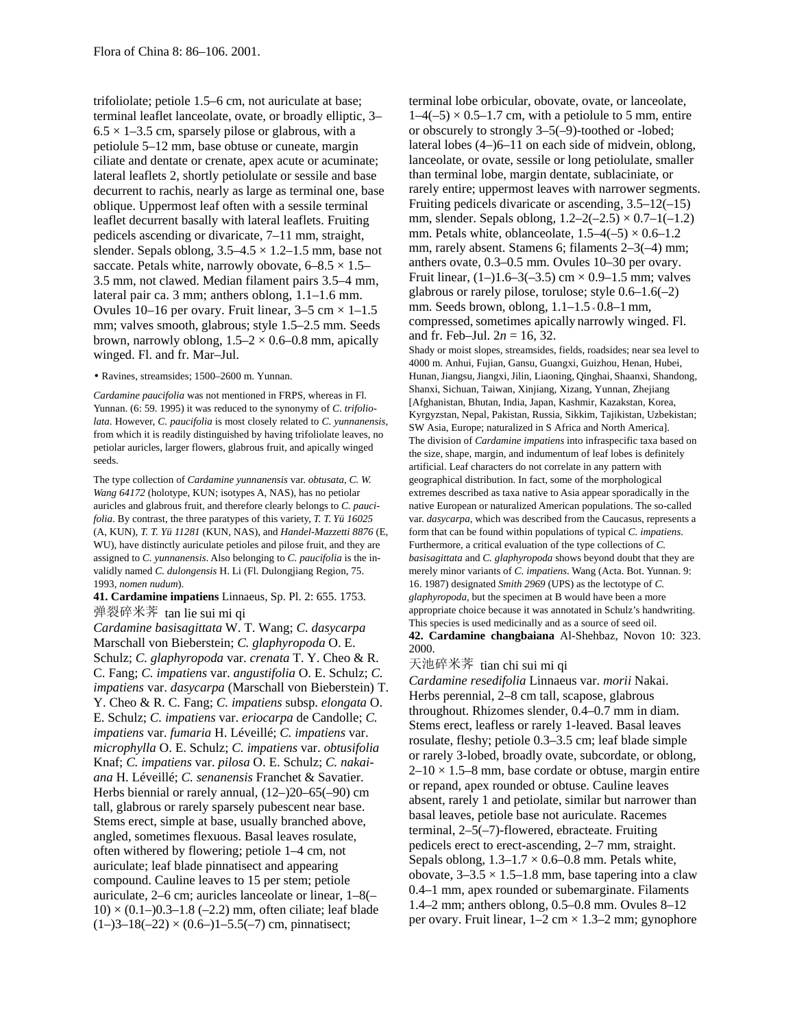trifoliolate; petiole 1.5–6 cm, not auriculate at base; terminal leaflet lanceolate, ovate, or broadly elliptic, 3–6.5 × 1–3.5 cm, sparsely pilose or glabrous, with a petiolule 5–12 mm, base obtuse or cuneate, margin ciliate and dentate or crenate, apex acute or acuminate; lateral leaflets 2, shortly petiolulate or sessile and base decurrent to rachis, nearly as large as terminal one, base oblique. Uppermost leaf often with a sessile terminal leaflet decurrent basally with lateral leaflets. Fruiting pedicels ascending or divaricate, 7–11 mm, straight, slender. Sepals oblong, 3.5–4.5 × 1.2–1.5 mm, base not saccate. Petals white, narrowly obovate, 6–8.5 × 1.5–3.5 mm, not clawed. Median filament pairs 3.5–4 mm, lateral pair ca. 3 mm; anthers oblong, 1.1–1.6 mm. Ovules 10–16 per ovary. Fruit linear, 3–5 cm × 1–1.5 mm; valves smooth, glabrous; style 1.5–2.5 mm. Seeds brown, narrowly oblong, 1.5–2 × 0.6–0.8 mm, apically winged. Fl. and fr. Mar–Jul.

• Ravines, streamsides; 1500–2600 m. Yunnan.

*Cardamine paucifolia* was not mentioned in FRPS, whereas in Fl. Yunnan. (6: 59. 1995) it was reduced to the synonymy of *C. trifoliolata*. However, *C. paucifolia* is most closely related to *C. yunnanensis*, from which it is readily distinguished by having trifoliolate leaves, no petiolar auricles, larger flowers, glabrous fruit, and apically winged seeds.

The type collection of *Cardamine yunnanensis* var. *obtusata*, *C. W. Wang 64172* (holotype, KUN; isotypes A, NAS), has no petiolar auricles and glabrous fruit, and therefore clearly belongs to *C. paucifolia*. By contrast, the three paratypes of this variety, *T. T. Yü 16025* (A, KUN), *T. T. Yü 11281* (KUN, NAS), and *Handel-Mazzetti 8876* (E, WU), have distinctly auriculate petioles and pilose fruit, and they are assigned to *C. yunnanensis*. Also belonging to *C. paucifolia* is the invalidly named *C. dulongensis* H. Li (Fl. Dulongjiang Region, 75. 1993, *nomen nudum*).

**41. Cardamine impatiens** Linnaeus, Sp. Pl. 2: 655. 1753.

弹裂碎米荠 tan lie sui mi qi

*Cardamine basisagittata* W. T. Wang; *C. dasycarpa* Marschall von Bieberstein; *C. glaphyropoda* O. E. Schulz; *C. glaphyropoda* var. *crenata* T. Y. Cheo & R. C. Fang; *C. impatiens* var. *angustifolia* O. E. Schulz; *C. impatiens* var. *dasycarpa* (Marschall von Bieberstein) T. Y. Cheo & R. C. Fang; *C. impatiens* subsp. *elongata* O. E. Schulz; *C. impatiens* var. *eriocarpa* de Candolle; *C. impatiens* var. *fumaria* H. Léveillé; *C. impatiens* var. *microphylla* O. E. Schulz; *C. impatiens* var. *obtusifolia* Knaf; *C. impatiens* var. *pilosa* O. E. Schulz; *C. nakaiana* H. Léveillé; *C. senanensis* Franchet & Savatier.

Herbs biennial or rarely annual, (12–)20–65(–90) cm tall, glabrous or rarely sparsely pubescent near base. Stems erect, simple at base, usually branched above, angled, sometimes flexuous. Basal leaves rosulate, often withered by flowering; petiole 1–4 cm, not auriculate; leaf blade pinnatisect and appearing compound. Cauline leaves to 15 per stem; petiole auriculate, 2–6 cm; auricles lanceolate or linear, 1–8(–10) × (0.1–)0.3–1.8 (–2.2) mm, often ciliate; leaf blade (1–)3–18(–22) × (0.6–)1–5.5(–7) cm, pinnatisect; terminal lobe orbicular, obovate, ovate, or lanceolate, 1–4(–5) × 0.5–1.7 cm, with a petiolule to 5 mm, entire or obscurely to strongly 3–5(–9)-toothed or -lobed; lateral lobes (4–)6–11 on each side of midvein, oblong, lanceolate, or ovate, sessile or long petiolulate, smaller than terminal lobe, margin dentate, sublaciniate, or rarely entire; uppermost leaves with narrower segments. Fruiting pedicels divaricate or ascending, 3.5–12(–15) mm, slender. Sepals oblong, 1.2–2(–2.5) × 0.7–1(–1.2) mm. Petals white, oblanceolate, 1.5–4(–5) × 0.6–1.2 mm, rarely absent. Stamens 6; filaments 2–3(–4) mm; anthers ovate, 0.3–0.5 mm. Ovules 10–30 per ovary. Fruit linear, (1–)1.6–3(–3.5) cm × 0.9–1.5 mm; valves glabrous or rarely pilose, torulose; style 0.6–1.6(–2) mm. Seeds brown, oblong, 1.1–1.5 × 0.8–1 mm, compressed, sometimes apically narrowly winged. Fl. and fr. Feb–Jul. $2n = 16, 32$.

Shady or moist slopes, streamsides, fields, roadsides; near sea level to 4000 m. Anhui, Fujian, Gansu, Guangxi, Guizhou, Henan, Hubei, Hunan, Jiangsu, Jiangxi, Jilin, Liaoning, Qinghai, Shaanxi, Shandong, Shanxi, Sichuan, Taiwan, Xinjiang, Xizang, Yunnan, Zhejiang [Afghanistan, Bhutan, India, Japan, Kashmir, Kazakstan, Korea, Kyrgyzstan, Nepal, Pakistan, Russia, Sikkim, Tajikistan, Uzbekistan; SW Asia, Europe; naturalized in S Africa and North America].

The division of *Cardamine impatiens* into infraspecific taxa based on the size, shape, margin, and indumentum of leaf lobes is definitely artificial. Leaf characters do not correlate in any pattern with geographical distribution. In fact, some of the morphological extremes described as taxa native to Asia appear sporadically in the native European or naturalized American populations. The so-called var. *dasycarpa*, which was described from the Caucasus, represents a form that can be found within populations of typical *C. impatiens*. Furthermore, a critical evaluation of the type collections of *C. basisagittata* and *C. glaphyropoda* shows beyond doubt that they are merely minor variants of *C. impatiens*. Wang (Acta. Bot. Yunnan. 9: 16. 1987) designated *Smith 2969* (UPS) as the lectotype of *C. glaphyropoda*, but the specimen at B would have been a more appropriate choice because it was annotated in Schulz's handwriting.

This species is used medicinally and as a source of seed oil.

**42. Cardamine changbaiana** Al-Shehbaz, Novon 10: 323. 2000.

天池碎米荠 tian chi sui mi qi

*Cardamine resedifolia* Linnaeus var. *morii* Nakai.

Herbs perennial, 2–8 cm tall, scapose, glabrous throughout. Rhizomes slender, 0.4–0.7 mm in diam. Stems erect, leafless or rarely 1-leaved. Basal leaves rosulate, fleshy; petiole 0.3–3.5 cm; leaf blade simple or rarely 3-lobed, broadly ovate, subcordate, or oblong, 2–10 × 1.5–8 mm, base cordate or obtuse, margin entire or repand, apex rounded or obtuse. Cauline leaves absent, rarely 1 and petiolate, similar but narrower than basal leaves, petiole base not auriculate. Racemes terminal, 2–5(–7)-flowered, ebracteate. Fruiting pedicels erect to erect-ascending, 2–7 mm, straight. Sepals oblong, 1.3–1.7 × 0.6–0.8 mm. Petals white, obovate, 3–3.5 × 1.5–1.8 mm, base tapering into a claw 0.4–1 mm, apex rounded or subemarginate. Filaments 1.4–2 mm; anthers oblong, 0.5–0.8 mm. Ovules 8–12 per ovary. Fruit linear, 1–2 cm × 1.3–2 mm; gynophore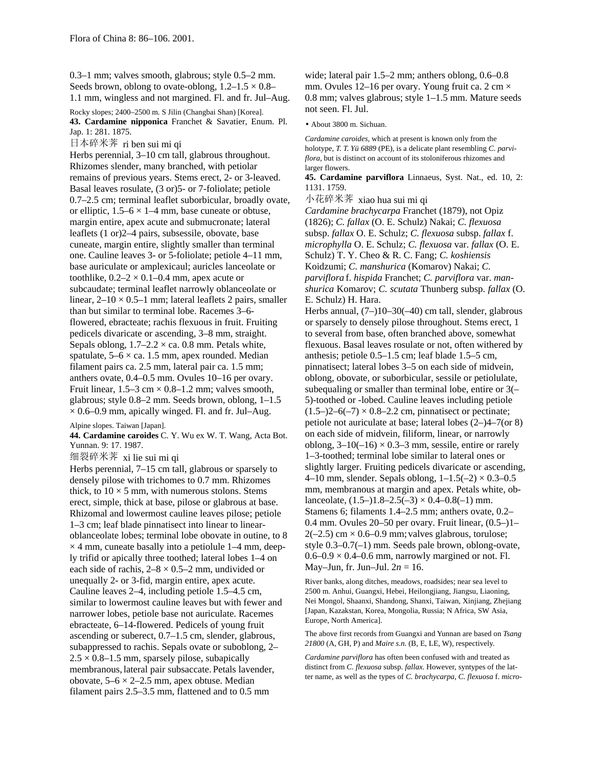0.3–1 mm; valves smooth, glabrous; style 0.5–2 mm. Seeds brown, oblong to ovate-oblong, 1.2–1.5 × 0.8–1.1 mm, wingless and not margined. Fl. and fr. Jul–Aug.

Rocky slopes; 2400–2500 m. S Jilin (Changbai Shan) [Korea].

**43. Cardamine nipponica** Franchet & Savatier, Enum. Pl. Jap. 1: 281. 1875.

日本碎米荠 ri ben sui mi qi

Herbs perennial, 3–10 cm tall, glabrous throughout. Rhizomes slender, many branched, with petiolar remains of previous years. Stems erect, 2- or 3-leaved. Basal leaves rosulate, (3 or)5- or 7-foliolate; petiole 0.7–2.5 cm; terminal leaflet suborbicular, broadly ovate, or elliptic, 1.5–6 × 1–4 mm, base cuneate or obtuse, margin entire, apex acute and submucronate; lateral leaflets (1 or)2–4 pairs, subsessile, obovate, base cuneate, margin entire, slightly smaller than terminal one. Cauline leaves 3- or 5-foliolate; petiole 4–11 mm, base auriculate or amplexicaul; auricles lanceolate or toothlike, 0.2–2 × 0.1–0.4 mm, apex acute or subcaudate; terminal leaflet narrowly oblanceolate or linear, 2–10 × 0.5–1 mm; lateral leaflets 2 pairs, smaller than but similar to terminal lobe. Racemes 3–6-flowered, ebracteate; rachis flexuous in fruit. Fruiting pedicels divaricate or ascending, 3–8 mm, straight. Sepals oblong, 1.7–2.2 × ca. 0.8 mm. Petals white, spatulate, 5–6 × ca. 1.5 mm, apex rounded. Median filament pairs ca. 2.5 mm, lateral pair ca. 1.5 mm; anthers ovate, 0.4–0.5 mm. Ovules 10–16 per ovary. Fruit linear, 1.5–3 cm × 0.8–1.2 mm; valves smooth, glabrous; style 0.8–2 mm. Seeds brown, oblong, 1–1.5 × 0.6–0.9 mm, apically winged. Fl. and fr. Jul–Aug.

Alpine slopes. Taiwan [Japan].

**44. Cardamine caroides** C. Y. Wu ex W. T. Wang, Acta Bot. Yunnan. 9: 17. 1987.

细裂碎米荠 xi lie sui mi qi

Herbs perennial, 7–15 cm tall, glabrous or sparsely to densely pilose with trichomes to 0.7 mm. Rhizomes thick, to 10 × 5 mm, with numerous stolons. Stems erect, simple, thick at base, pilose or glabrous at base. Rhizomal and lowermost cauline leaves pilose; petiole 1–3 cm; leaf blade pinnatisect into linear to linear-oblanceolate lobes; terminal lobe obovate in outine, to 8 × 4 mm, cuneate basally into a petiolule 1–4 mm, deeply trifid or apically three toothed; lateral lobes 1–4 on each side of rachis, 2–8 × 0.5–2 mm, undivided or unequally 2- or 3-fid, margin entire, apex acute. Cauline leaves 2–4, including petiole 1.5–4.5 cm, similar to lowermost cauline leaves but with fewer and narrower lobes, petiole base not auriculate. Racemes ebracteate, 6–14-flowered. Pedicels of young fruit ascending or suberect, 0.7–1.5 cm, slender, glabrous, subappressed to rachis. Sepals ovate or suboblong, 2–2.5 × 0.8–1.5 mm, sparsely pilose, subapically membranous, lateral pair subsaccate. Petals lavender, obovate, 5–6 × 2–2.5 mm, apex obtuse. Median filament pairs 2.5–3.5 mm, flattened and to 0.5 mm wide; lateral pair 1.5–2 mm; anthers oblong, 0.6–0.8 mm. Ovules 12–16 per ovary. Young fruit ca. 2 cm × 0.8 mm; valves glabrous; style 1–1.5 mm. Mature seeds not seen. Fl. Jul.

• About 3800 m. Sichuan.

*Cardamine caroides*, which at present is known only from the holotype, *T. T. Yü 6889* (PE), is a delicate plant resembling *C. parviflora*, but is distinct on account of its stoloniferous rhizomes and larger flowers.

**45. Cardamine parviflora** Linnaeus, Syst. Nat., ed. 10, 2: 1131. 1759.

小花碎米荠 xiao hua sui mi qi

*Cardamine brachycarpa* Franchet (1879), not Opiz (1826); *C. fallax* (O. E. Schulz) Nakai; *C. flexuosa* subsp. *fallax* O. E. Schulz; *C. flexuosa* subsp. *fallax* f. *microphylla* O. E. Schulz; *C. flexuosa* var. *fallax* (O. E. Schulz) T. Y. Cheo & R. C. Fang; *C. koshiensis* Koidzumi; *C. manshurica* (Komarov) Nakai; *C. parviflora* f. *hispida* Franchet; *C. parviflora* var. *manshurica* Komarov; *C. scutata* Thunberg subsp. *fallax* (O. E. Schulz) H. Hara.

Herbs annual, (7–)10–30(–40) cm tall, slender, glabrous or sparsely to densely pilose throughout. Stems erect, 1 to several from base, often branched above, somewhat flexuous. Basal leaves rosulate or not, often withered by anthesis; petiole 0.5–1.5 cm; leaf blade 1.5–5 cm, pinnatisect; lateral lobes 3–5 on each side of midvein, oblong, obovate, or suborbicular, sessile or petiolulate, subequaling or smaller than terminal lobe, entire or 3(–5)-toothed or -lobed. Cauline leaves including petiole (1.5–)2–6(–7) × 0.8–2.2 cm, pinnatisect or pectinate; petiole not auriculate at base; lateral lobes (2–)4–7(or 8) on each side of midvein, filiform, linear, or narrowly oblong, 3–10(–16) × 0.3–3 mm, sessile, entire or rarely 1–3-toothed; terminal lobe similar to lateral ones or slightly larger. Fruiting pedicels divaricate or ascending, 4–10 mm, slender. Sepals oblong, 1–1.5(–2) × 0.3–0.5 mm, membranous at margin and apex. Petals white, oblanceolate, (1.5–)1.8–2.5(–3) × 0.4–0.8(–1) mm. Stamens 6; filaments 1.4–2.5 mm; anthers ovate, 0.2–0.4 mm. Ovules 20–50 per ovary. Fruit linear, (0.5–)1–2(–2.5) cm × 0.6–0.9 mm; valves glabrous, torulose; style 0.3–0.7(–1) mm. Seeds pale brown, oblong-ovate, 0.6–0.9 × 0.4–0.6 mm, narrowly margined or not. Fl. May–Jun, fr. Jun–Jul. $2n = 16$.

River banks, along ditches, meadows, roadsides; near sea level to 2500 m. Anhui, Guangxi, Hebei, Heilongjiang, Jiangsu, Liaoning, Nei Mongol, Shaanxi, Shandong, Shanxi, Taiwan, Xinjiang, Zhejiang [Japan, Kazakstan, Korea, Mongolia, Russia; N Africa, SW Asia, Europe, North America].

The above first records from Guangxi and Yunnan are based on *Tsang 21800* (A, GH, P) and *Maire s.n.* (B, E, LE, W), respectively.

*Cardamine parviflora* has often been confused with and treated as distinct from *C. flexuosa* subsp. *fallax*. However, syntypes of the latter name, as well as the types of *C. brachycarpa*, *C. flexuosa* f. *micro-*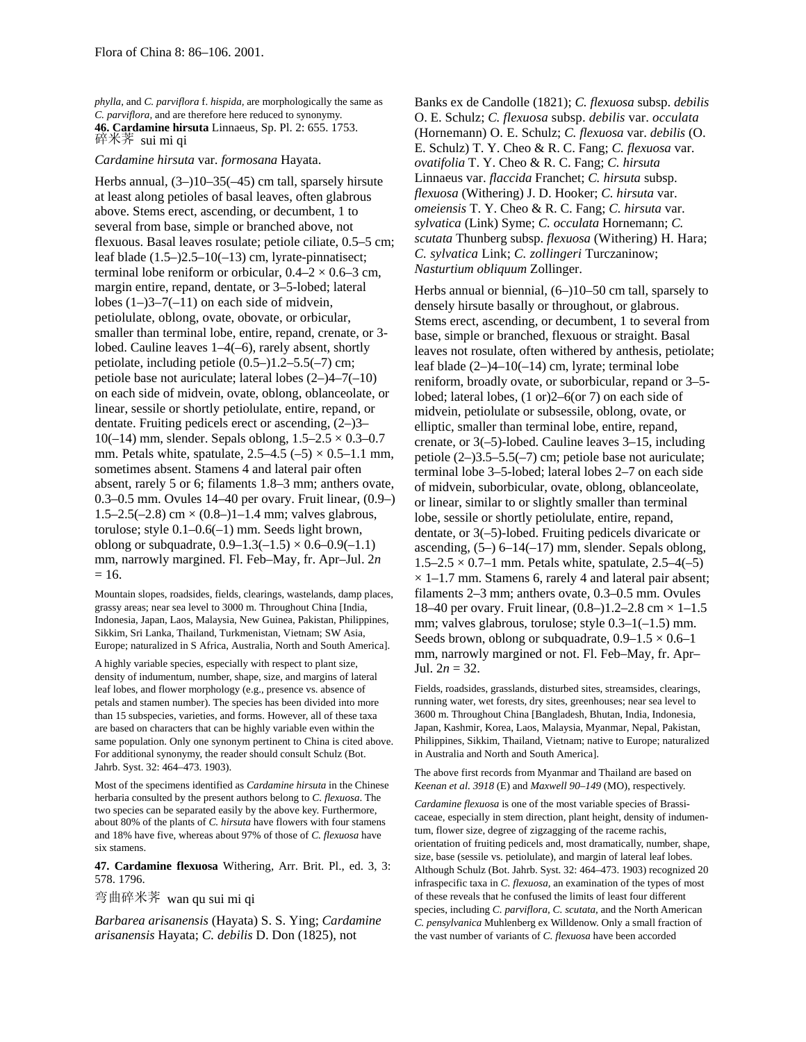*phylla*, and *C. parviflora* f. *hispida*, are morphologically the same as *C. parviflora*, and are therefore here reduced to synonymy.

**46. Cardamine hirsuta** Linnaeus, Sp. Pl. 2: 655. 1753.

碎米荠 sui mi qi

*Cardamine hirsuta* var. *formosana* Hayata.

Herbs annual, (3–)10–35(–45) cm tall, sparsely hirsute at least along petioles of basal leaves, often glabrous above. Stems erect, ascending, or decumbent, 1 to several from base, simple or branched above, not flexuous. Basal leaves rosulate; petiole ciliate, 0.5–5 cm; leaf blade (1.5–)2.5–10(–13) cm, lyrate-pinnatisect; terminal lobe reniform or orbicular, 0.4–2 × 0.6–3 cm, margin entire, repand, dentate, or 3–5-lobed; lateral lobes (1–)3–7(–11) on each side of midvein, petiolulate, oblong, ovate, obovate, or orbicular, smaller than terminal lobe, entire, repand, crenate, or 3-lobed. Cauline leaves 1–4(–6), rarely absent, shortly petiolate, including petiole (0.5–)1.2–5.5(–7) cm; petiole base not auriculate; lateral lobes (2–)4–7(–10) on each side of midvein, ovate, oblong, oblanceolate, or linear, sessile or shortly petiolulate, entire, repand, or dentate. Fruiting pedicels erect or ascending, (2–)3–10(–14) mm, slender. Sepals oblong, 1.5–2.5 × 0.3–0.7 mm. Petals white, spatulate, 2.5–4.5 (–5) × 0.5–1.1 mm, sometimes absent. Stamens 4 and lateral pair often absent, rarely 5 or 6; filaments 1.8–3 mm; anthers ovate, 0.3–0.5 mm. Ovules 14–40 per ovary. Fruit linear, (0.9–) 1.5–2.5(–2.8) cm × (0.8–)1–1.4 mm; valves glabrous, torulose; style 0.1–0.6(–1) mm. Seeds light brown, oblong or subquadrate, 0.9–1.3(–1.5) × 0.6–0.9(–1.1) mm, narrowly margined. Fl. Feb–May, fr. Apr–Jul. 2*n* = 16.

Mountain slopes, roadsides, fields, clearings, wastelands, damp places, grassy areas; near sea level to 3000 m. Throughout China [India, Indonesia, Japan, Laos, Malaysia, New Guinea, Pakistan, Philippines, Sikkim, Sri Lanka, Thailand, Turkmenistan, Vietnam; SW Asia, Europe; naturalized in S Africa, Australia, North and South America].

A highly variable species, especially with respect to plant size, density of indumentum, number, shape, size, and margins of lateral leaf lobes, and flower morphology (e.g., presence vs. absence of petals and stamen number). The species has been divided into more than 15 subspecies, varieties, and forms. However, all of these taxa are based on characters that can be highly variable even within the same population. Only one synonym pertinent to China is cited above. For additional synonymy, the reader should consult Schulz (Bot. Jahrb. Syst. 32: 464–473. 1903).

Most of the specimens identified as *Cardamine hirsuta* in the Chinese herbaria consulted by the present authors belong to *C. flexuosa*. The two species can be separated easily by the above key. Furthermore, about 80% of the plants of *C. hirsuta* have flowers with four stamens and 18% have five, whereas about 97% of those of *C. flexuosa* have six stamens.

**47. Cardamine flexuosa** Withering, Arr. Brit. Pl., ed. 3, 3: 578. 1796.

弯曲碎米荠 wan qu sui mi qi

*Barbarea arisanensis* (Hayata) S. S. Ying; *Cardamine arisanensis* Hayata; *C. debilis* D. Don (1825), not Banks ex de Candolle (1821); *C. flexuosa* subsp. *debilis* O. E. Schulz; *C. flexuosa* subsp. *debilis* var. *occulata* (Hornemann) O. E. Schulz; *C. flexuosa* var. *debilis* (O. E. Schulz) T. Y. Cheo & R. C. Fang; *C. flexuosa* var. *ovatifolia* T. Y. Cheo & R. C. Fang; *C. hirsuta* Linnaeus var. *flaccida* Franchet; *C. hirsuta* subsp. *flexuosa* (Withering) J. D. Hooker; *C. hirsuta* var. *omeiensis* T. Y. Cheo & R. C. Fang; *C. hirsuta* var. *sylvatica* (Link) Syme; *C. occulata* Hornemann; *C. scutata* Thunberg subsp. *flexuosa* (Withering) H. Hara; *C. sylvatica* Link; *C. zollingeri* Turczaninow; *Nasturtium obliquum* Zollinger.

Herbs annual or biennial, (6–)10–50 cm tall, sparsely to densely hirsute basally or throughout, or glabrous. Stems erect, ascending, or decumbent, 1 to several from base, simple or branched, flexuous or straight. Basal leaves not rosulate, often withered by anthesis, petiolate; leaf blade (2–)4–10(–14) cm, lyrate; terminal lobe reniform, broadly ovate, or suborbicular, repand or 3–5-lobed; lateral lobes, (1 or)2–6(or 7) on each side of midvein, petiolulate or subsessile, oblong, ovate, or elliptic, smaller than terminal lobe, entire, repand, crenate, or 3(–5)-lobed. Cauline leaves 3–15, including petiole (2–)3.5–5.5(–7) cm; petiole base not auriculate; terminal lobe 3–5-lobed; lateral lobes 2–7 on each side of midvein, suborbicular, ovate, oblong, oblanceolate, or linear, similar to or slightly smaller than terminal lobe, sessile or shortly petiolulate, entire, repand, dentate, or 3(–5)-lobed. Fruiting pedicels divaricate or ascending, (5–) 6–14(–17) mm, slender. Sepals oblong, 1.5–2.5 × 0.7–1 mm. Petals white, spatulate, 2.5–4(–5) × 1–1.7 mm. Stamens 6, rarely 4 and lateral pair absent; filaments 2–3 mm; anthers ovate, 0.3–0.5 mm. Ovules 18–40 per ovary. Fruit linear, (0.8–)1.2–2.8 cm × 1–1.5 mm; valves glabrous, torulose; style 0.3–1(–1.5) mm. Seeds brown, oblong or subquadrate, 0.9–1.5 × 0.6–1 mm, narrowly margined or not. Fl. Feb–May, fr. Apr–Jul. 2*n* = 32.

Fields, roadsides, grasslands, disturbed sites, streamsides, clearings, running water, wet forests, dry sites, greenhouses; near sea level to 3600 m. Throughout China [Bangladesh, Bhutan, India, Indonesia, Japan, Kashmir, Korea, Laos, Malaysia, Myanmar, Nepal, Pakistan, Philippines, Sikkim, Thailand, Vietnam; native to Europe; naturalized in Australia and North and South America].

The above first records from Myanmar and Thailand are based on *Keenan et al. 3918* (E) and *Maxwell 90–149* (MO), respectively.

*Cardamine flexuosa* is one of the most variable species of Brassicaceae, especially in stem direction, plant height, density of indumentum, flower size, degree of zigzagging of the raceme rachis, orientation of fruiting pedicels and, most dramatically, number, shape, size, base (sessile vs. petiolulate), and margin of lateral leaf lobes. Although Schulz (Bot. Jahrb. Syst. 32: 464–473. 1903) recognized 20 infraspecific taxa in *C. flexuosa*, an examination of the types of most of these reveals that he confused the limits of least four different species, including *C. parviflora*, *C. scutata*, and the North American *C. pensylvanica* Muhlenberg ex Willdenow. Only a small fraction of the vast number of variants of *C. flexuosa* have been accorded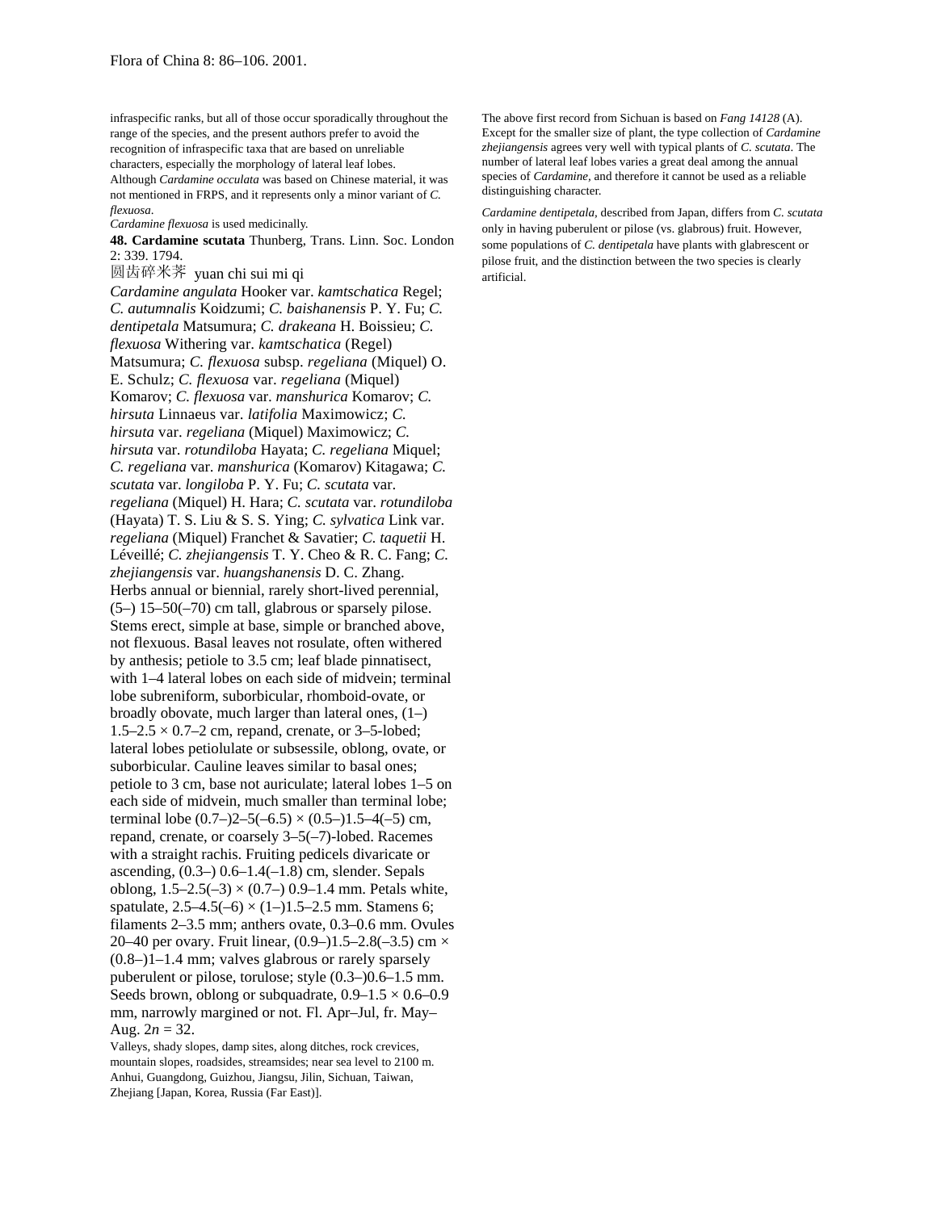infraspecific ranks, but all of those occur sporadically throughout the range of the species, and the present authors prefer to avoid the recognition of infraspecific taxa that are based on unreliable characters, especially the morphology of lateral leaf lobes.

Although *Cardamine occulata* was based on Chinese material, it was not mentioned in FRPS, and it represents only a minor variant of *C. flexuosa*.

*Cardamine flexuosa* is used medicinally.

**48. Cardamine scutata** Thunberg, Trans. Linn. Soc. London 2: 339. 1794.

圆齿碎米荠 yuan chi sui mi qi

*Cardamine angulata* Hooker var. *kamtschatica* Regel; *C. autumnalis* Koidzumi; *C. baishanensis* P. Y. Fu; *C. dentipetala* Matsumura; *C. drakeana* H. Boissieu; *C. flexuosa* Withering var. *kamtschatica* (Regel) Matsumura; *C. flexuosa* subsp. *regeliana* (Miquel) O. E. Schulz; *C. flexuosa* var. *regeliana* (Miquel) Komarov; *C. flexuosa* var. *manshurica* Komarov; *C. hirsuta* Linnaeus var. *latifolia* Maximowicz; *C. hirsuta* var. *regeliana* (Miquel) Maximowicz; *C. hirsuta* var. *rotundiloba* Hayata; *C. regeliana* Miquel; *C. regeliana* var. *manshurica* (Komarov) Kitagawa; *C. scutata* var. *longiloba* P. Y. Fu; *C. scutata* var. *regeliana* (Miquel) H. Hara; *C. scutata* var. *rotundiloba* (Hayata) T. S. Liu & S. S. Ying; *C. sylvatica* Link var. *regeliana* (Miquel) Franchet & Savatier; *C. taquetii* H. Léveillé; *C. zhejiangensis* T. Y. Cheo & R. C. Fang; *C. zhejiangensis* var. *huangshanensis* D. C. Zhang.

Herbs annual or biennial, rarely short-lived perennial, (5–) 15–50(–70) cm tall, glabrous or sparsely pilose. Stems erect, simple at base, simple or branched above, not flexuous. Basal leaves not rosulate, often withered by anthesis; petiole to 3.5 cm; leaf blade pinnatisect, with 1–4 lateral lobes on each side of midvein; terminal lobe subreniform, suborbicular, rhomboid-ovate, or broadly obovate, much larger than lateral ones, (1–) 1.5–2.5 × 0.7–2 cm, repand, crenate, or 3–5-lobed; lateral lobes petiolulate or subsessile, oblong, ovate, or suborbicular. Cauline leaves similar to basal ones; petiole to 3 cm, base not auriculate; lateral lobes 1–5 on each side of midvein, much smaller than terminal lobe; terminal lobe (0.7–)2–5(–6.5) × (0.5–)1.5–4(–5) cm, repand, crenate, or coarsely 3–5(–7)-lobed. Racemes with a straight rachis. Fruiting pedicels divaricate or ascending, (0.3–) 0.6–1.4(–1.8) cm, slender. Sepals oblong, 1.5–2.5(–3) × (0.7–) 0.9–1.4 mm. Petals white, spatulate, 2.5–4.5(–6) × (1–)1.5–2.5 mm. Stamens 6; filaments 2–3.5 mm; anthers ovate, 0.3–0.6 mm. Ovules 20–40 per ovary. Fruit linear, (0.9–)1.5–2.8(–3.5) cm × (0.8–)1–1.4 mm; valves glabrous or rarely sparsely puberulent or pilose, torulose; style (0.3–)0.6–1.5 mm. Seeds brown, oblong or subquadrate, 0.9–1.5 × 0.6–0.9 mm, narrowly margined or not. Fl. Apr–Jul, fr. May–Aug. $2n = 32$.

Valleys, shady slopes, damp sites, along ditches, rock crevices, mountain slopes, roadsides, streamsides; near sea level to 2100 m. Anhui, Guangdong, Guizhou, Jiangsu, Jilin, Sichuan, Taiwan, Zhejiang [Japan, Korea, Russia (Far East)].

The above first record from Sichuan is based on *Fang 14128* (A). Except for the smaller size of plant, the type collection of *Cardamine zhejiangensis* agrees very well with typical plants of *C. scutata*. The number of lateral leaf lobes varies a great deal among the annual species of *Cardamine*, and therefore it cannot be used as a reliable distinguishing character.

*Cardamine dentipetala*, described from Japan, differs from *C. scutata* only in having puberulent or pilose (vs. glabrous) fruit. However, some populations of *C. dentipetala* have plants with glabrescent or pilose fruit, and the distinction between the two species is clearly artificial.